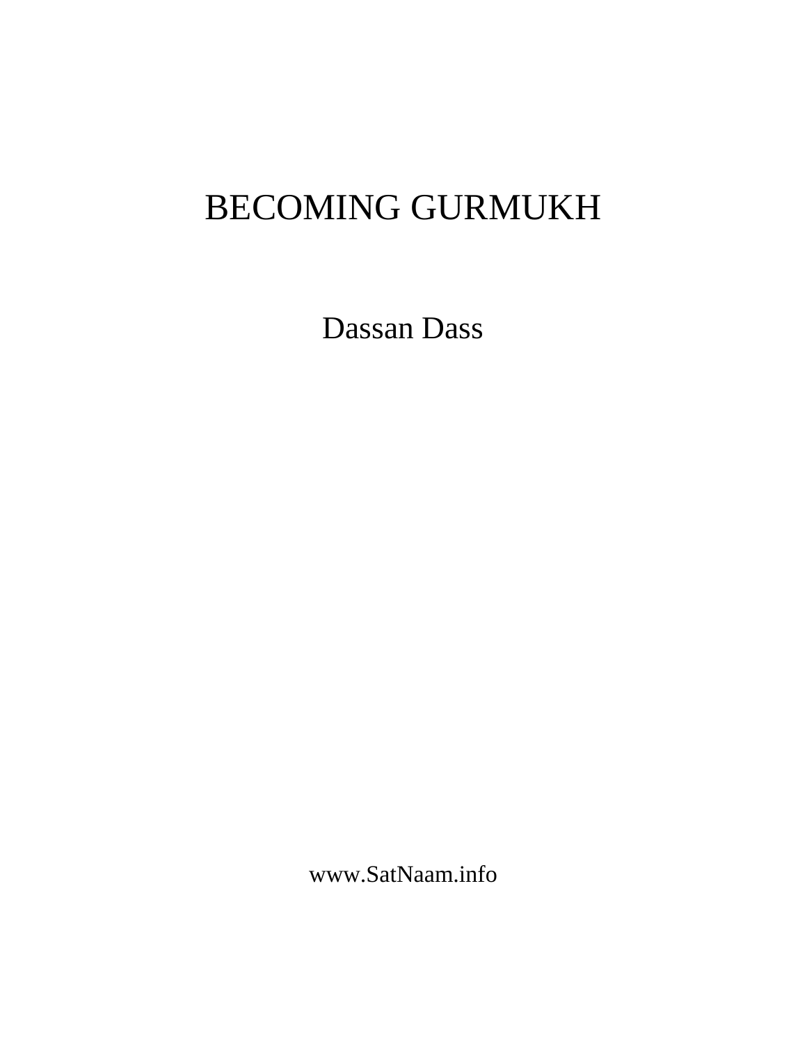# BECOMING GURMUKH

Dassan Dass

www.SatNaam.info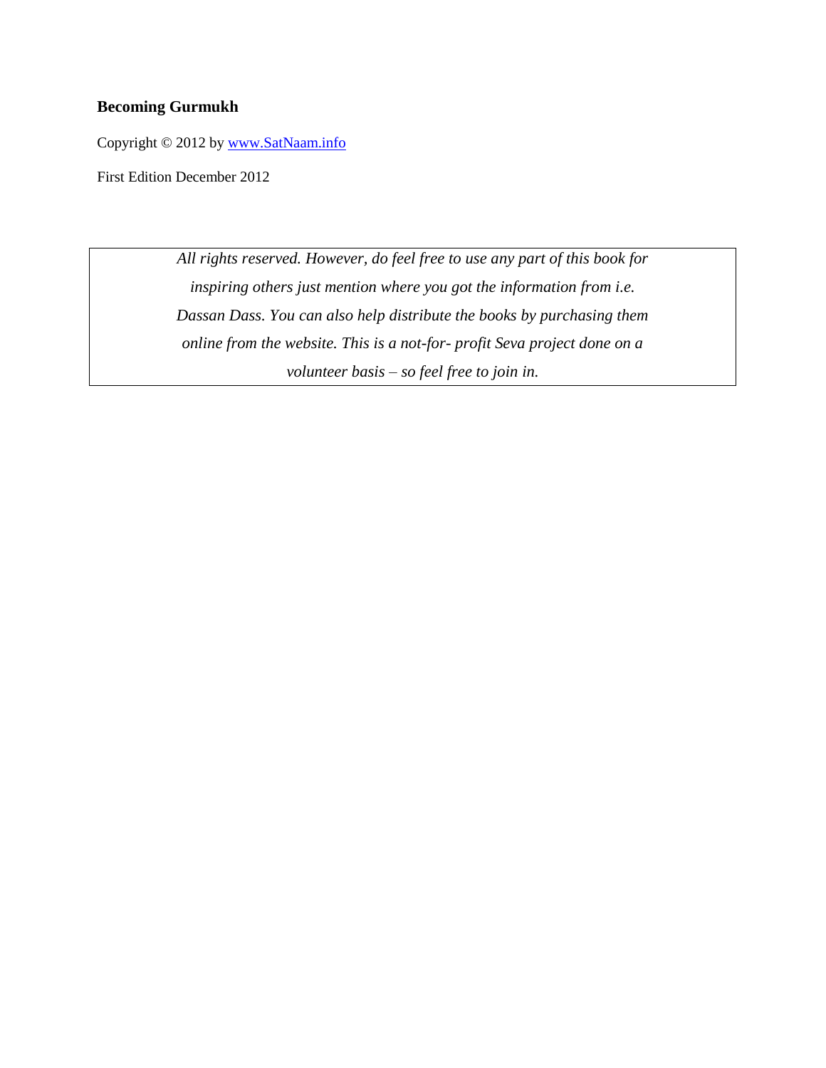**Becoming Gurmukh**

Copyright © 2012 by [www.SatNaam.info](http://www.SatNaam.info)

First Edition December 2012

*All rights reserved. However, do feel free to use any part of this book for inspiring others just mention where you got the information from i.e. Dassan Dass. You can also help distribute the books by purchasing them online from the website. This is a not-for- profit Seva project done on a volunteer basis – so feel free to join in.*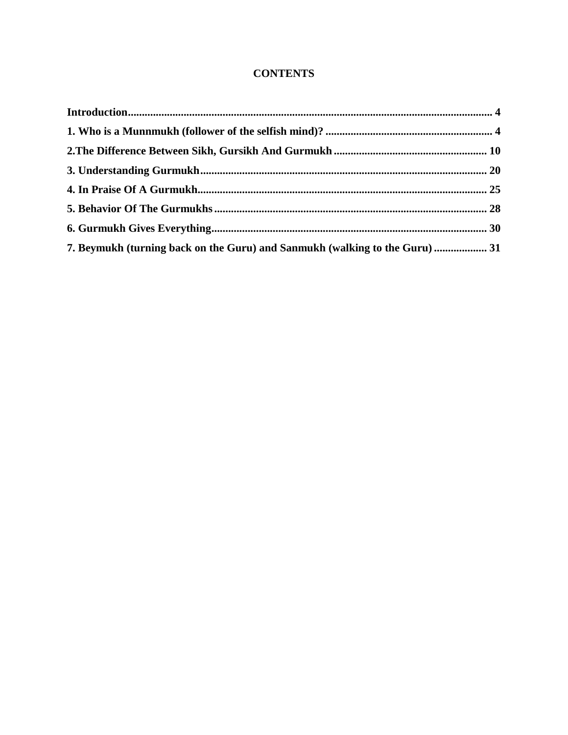# CONTENTS

**Introduction** .......... 4

**1. Who is a Munnmukh (follower of the selfish mind)?** .......... 4

**2.The Difference Between Sikh, Gursikh And Gurmukh** .......... 10

**3. Understanding Gurmukh** .......... 20

**4. In Praise Of A Gurmukh** .......... 25

**5. Behavior Of The Gurmukhs** .......... 28

**6. Gurmukh Gives Everything** .......... 30

**7. Beymukh (turning back on the Guru) and Sanmukh (walking to the Guru)** .......... 31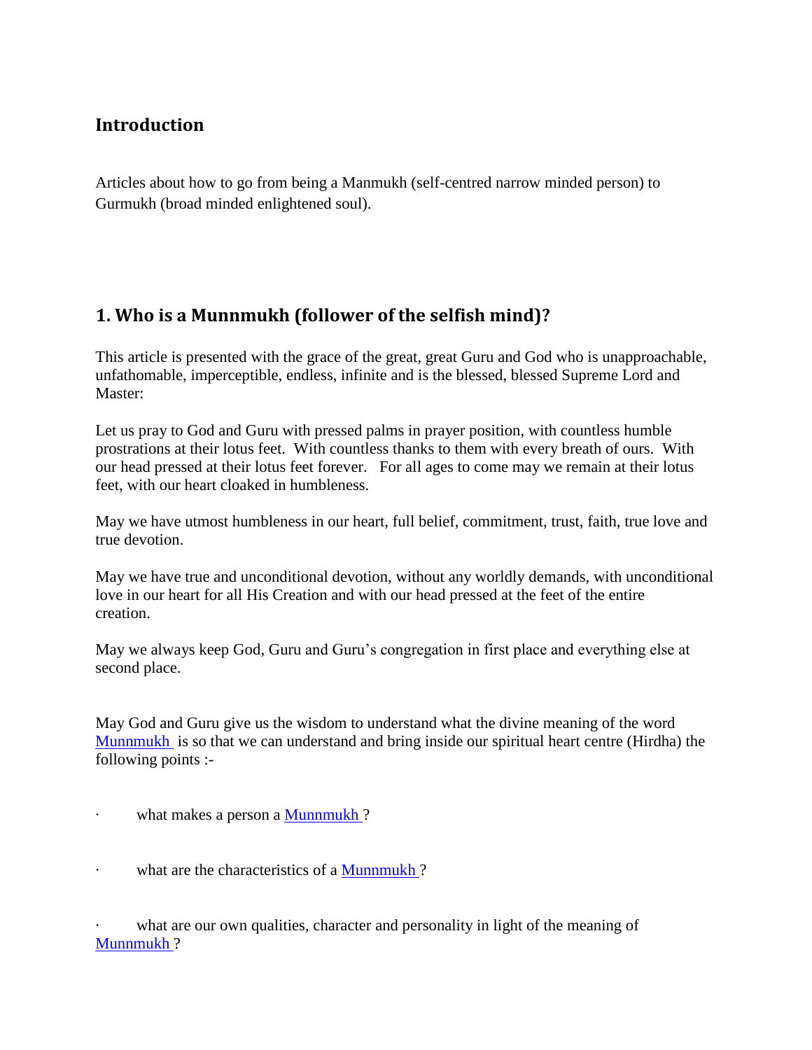## Introduction

Articles about how to go from being a Manmukh (self-centred narrow minded person) to Gurmukh (broad minded enlightened soul).

## 1. Who is a Munnmukh (follower of the selfish mind)?

This article is presented with the grace of the great, great Guru and God who is unapproachable, unfathomable, imperceptible, endless, infinite and is the blessed, blessed Supreme Lord and Master:

Let us pray to God and Guru with pressed palms in prayer position, with countless humble prostrations at their lotus feet. With countless thanks to them with every breath of ours. With our head pressed at their lotus feet forever. For all ages to come may we remain at their lotus feet, with our heart cloaked in humbleness.

May we have utmost humbleness in our heart, full belief, commitment, trust, faith, true love and true devotion.

May we have true and unconditional devotion, without any worldly demands, with unconditional love in our heart for all His Creation and with our head pressed at the feet of the entire creation.

May we always keep God, Guru and Guru's congregation in first place and everything else at second place.

May God and Guru give us the wisdom to understand what the divine meaning of the word Munnmukh is so that we can understand and bring inside our spiritual heart centre (Hirdha) the following points :-

- what makes a person a Munnmukh ?
- what are the characteristics of a Munnmukh ?
- what are our own qualities, character and personality in light of the meaning of Munnmukh ?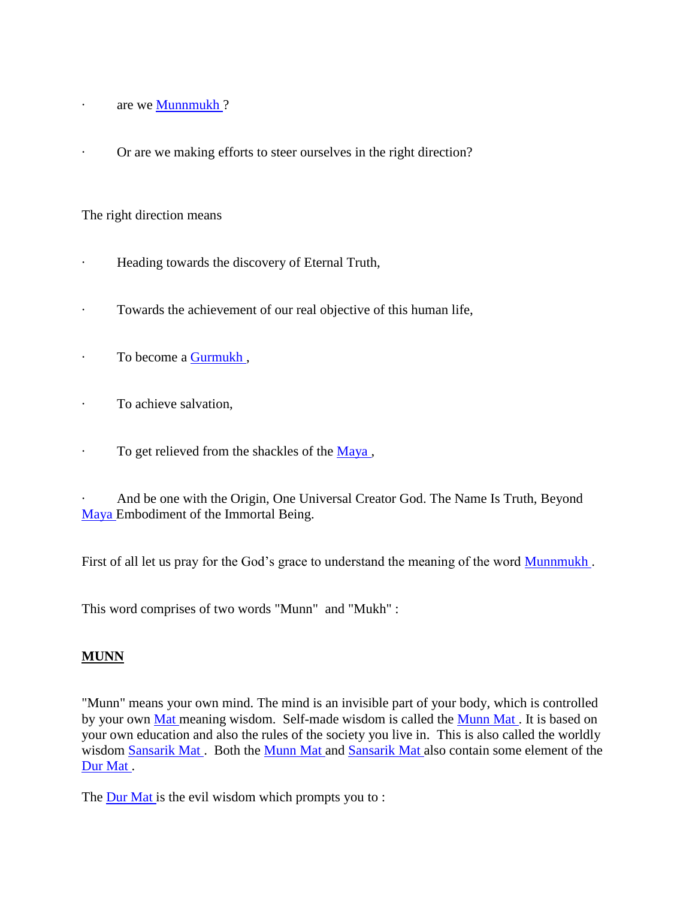- are we Munnmukh ?
- Or are we making efforts to steer ourselves in the right direction?

The right direction means

- Heading towards the discovery of Eternal Truth,
- Towards the achievement of our real objective of this human life,
- To become a Gurmukh ,
- To achieve salvation,
- To get relieved from the shackles of the Maya ,
- And be one with the Origin, One Universal Creator God. The Name Is Truth, Beyond Maya Embodiment of the Immortal Being.

First of all let us pray for the God's grace to understand the meaning of the word Munnmukh .

This word comprises of two words "Munn" and "Mukh" :

**MUNN**

"Munn" means your own mind. The mind is an invisible part of your body, which is controlled by your own Mat meaning wisdom. Self-made wisdom is called the Munn Mat . It is based on your own education and also the rules of the society you live in. This is also called the worldly wisdom Sansarik Mat . Both the Munn Mat and Sansarik Mat also contain some element of the Dur Mat .

The Dur Mat is the evil wisdom which prompts you to :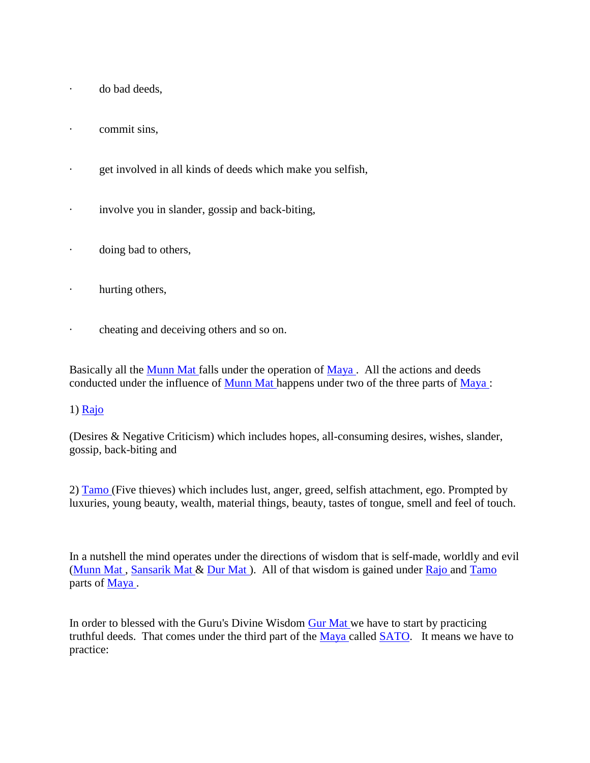- do bad deeds,
- commit sins,
- get involved in all kinds of deeds which make you selfish,
- involve you in slander, gossip and back-biting,
- doing bad to others,
- hurting others,
- cheating and deceiving others and so on.

Basically all the Munn Mat falls under the operation of Maya . All the actions and deeds conducted under the influence of Munn Mat happens under two of the three parts of Maya :

1) Rajo

(Desires & Negative Criticism) which includes hopes, all-consuming desires, wishes, slander, gossip, back-biting and

2) Tamo (Five thieves) which includes lust, anger, greed, selfish attachment, ego. Prompted by luxuries, young beauty, wealth, material things, beauty, tastes of tongue, smell and feel of touch.

In a nutshell the mind operates under the directions of wisdom that is self-made, worldly and evil (Munn Mat , Sansarik Mat & Dur Mat ). All of that wisdom is gained under Rajo and Tamo parts of Maya .

In order to blessed with the Guru's Divine Wisdom Gur Mat we have to start by practicing truthful deeds. That comes under the third part of the Maya called SATO. It means we have to practice: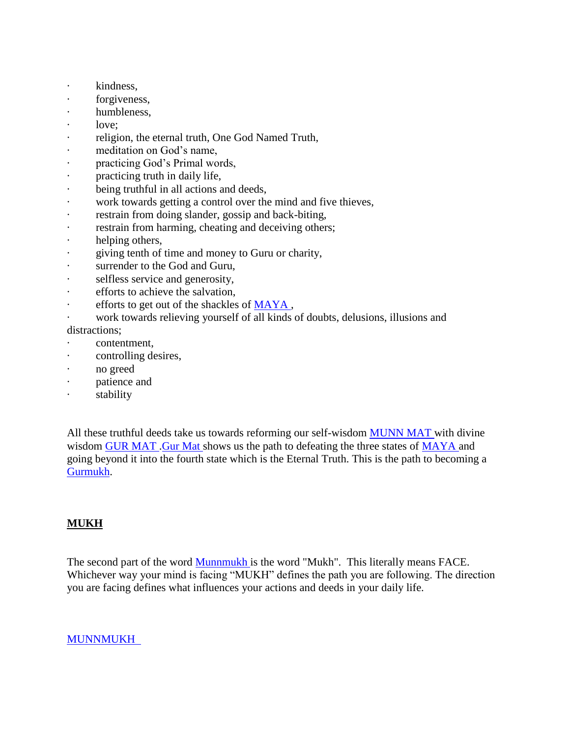- kindness,
- forgiveness,
- humbleness,
- love;
- religion, the eternal truth, One God Named Truth,
- meditation on God's name,
- practicing God's Primal words,
- practicing truth in daily life,
- being truthful in all actions and deeds,
- work towards getting a control over the mind and five thieves,
- restrain from doing slander, gossip and back-biting,
- restrain from harming, cheating and deceiving others;
- helping others,
- giving tenth of time and money to Guru or charity,
- surrender to the God and Guru,
- selfless service and generosity,
- efforts to achieve the salvation,
- efforts to get out of the shackles of MAYA ,
- work towards relieving yourself of all kinds of doubts, delusions, illusions and distractions;
- contentment,
- controlling desires,
- no greed
- patience and
- stability

All these truthful deeds take us towards reforming our self-wisdom MUNN MAT with divine wisdom GUR MAT .Gur Mat shows us the path to defeating the three states of MAYA and going beyond it into the fourth state which is the Eternal Truth. This is the path to becoming a Gurmukh.

**MUKH**

The second part of the word Munnmukh is the word "Mukh". This literally means FACE. Whichever way your mind is facing "MUKH" defines the path you are following. The direction you are facing defines what influences your actions and deeds in your daily life.

MUNNMUKH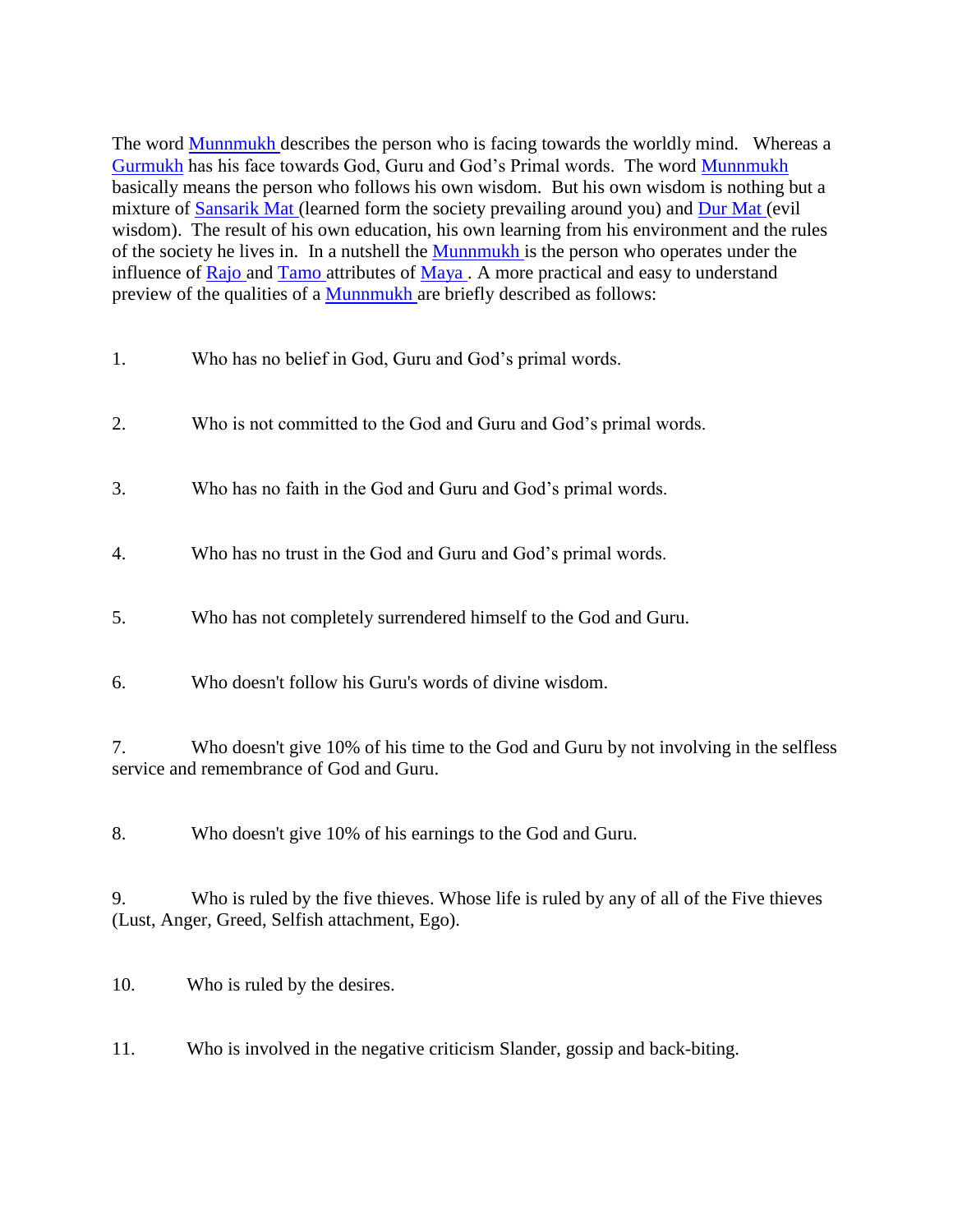The word Munnmukh describes the person who is facing towards the worldly mind. Whereas a Gurmukh has his face towards God, Guru and God's Primal words. The word Munnmukh basically means the person who follows his own wisdom. But his own wisdom is nothing but a mixture of Sansarik Mat (learned form the society prevailing around you) and Dur Mat (evil wisdom). The result of his own education, his own learning from his environment and the rules of the society he lives in. In a nutshell the Munnmukh is the person who operates under the influence of Rajo and Tamo attributes of Maya . A more practical and easy to understand preview of the qualities of a Munnmukh are briefly described as follows:

1. Who has no belief in God, Guru and God's primal words.

2. Who is not committed to the God and Guru and God's primal words.

3. Who has no faith in the God and Guru and God's primal words.

4. Who has no trust in the God and Guru and God's primal words.

5. Who has not completely surrendered himself to the God and Guru.

6. Who doesn't follow his Guru's words of divine wisdom.

7. Who doesn't give 10% of his time to the God and Guru by not involving in the selfless service and remembrance of God and Guru.

8. Who doesn't give 10% of his earnings to the God and Guru.

9. Who is ruled by the five thieves. Whose life is ruled by any of all of the Five thieves (Lust, Anger, Greed, Selfish attachment, Ego).

10. Who is ruled by the desires.

11. Who is involved in the negative criticism Slander, gossip and back-biting.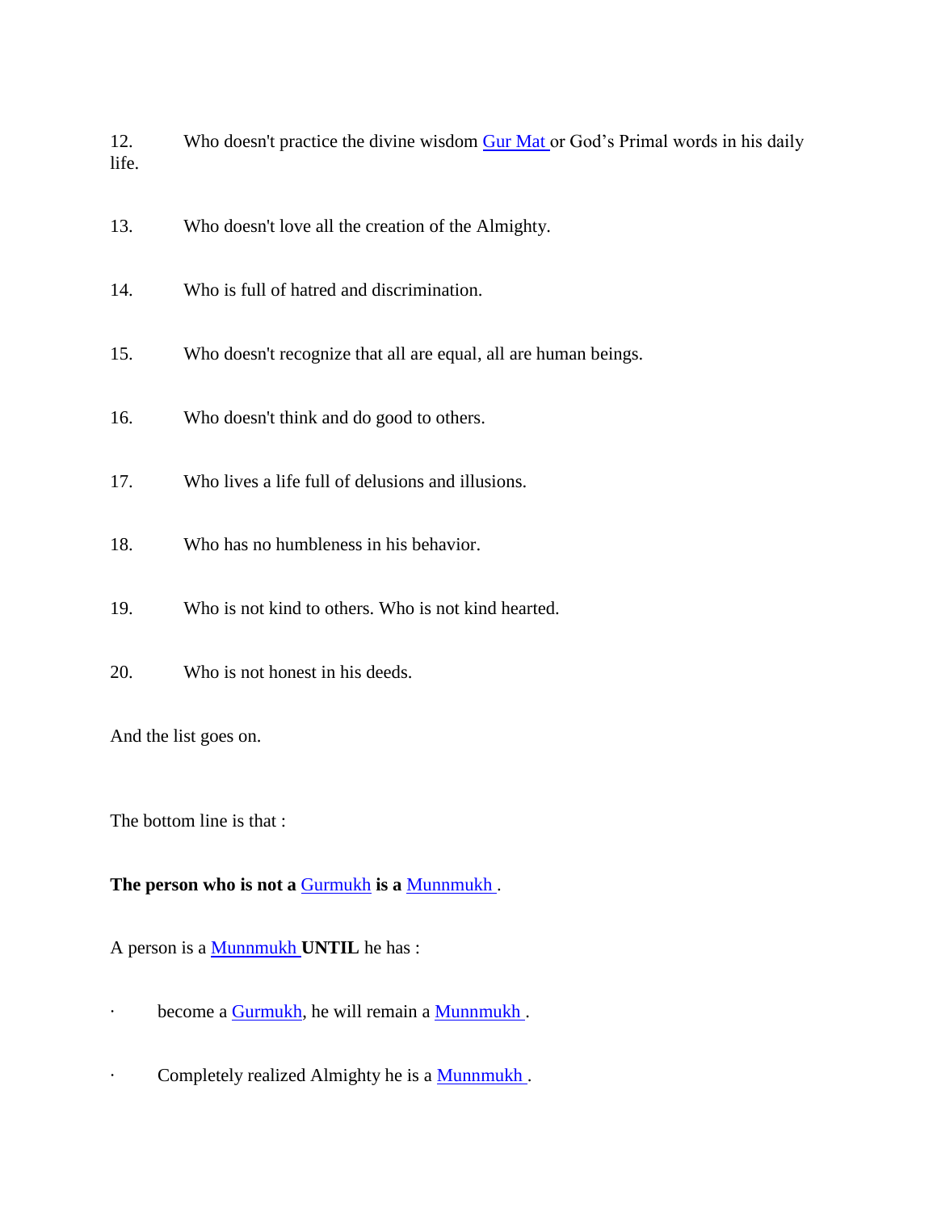12. Who doesn't practice the divine wisdom Gur Mat or God's Primal words in his daily life.

13. Who doesn't love all the creation of the Almighty.

14. Who is full of hatred and discrimination.

15. Who doesn't recognize that all are equal, all are human beings.

16. Who doesn't think and do good to others.

17. Who lives a life full of delusions and illusions.

18. Who has no humbleness in his behavior.

19. Who is not kind to others. Who is not kind hearted.

20. Who is not honest in his deeds.

And the list goes on.

The bottom line is that :

**The person who is not a Gurmukh is a Munnmukh .**

A person is a Munnmukh **UNTIL** he has :

- become a Gurmukh, he will remain a Munnmukh .
- Completely realized Almighty he is a Munnmukh .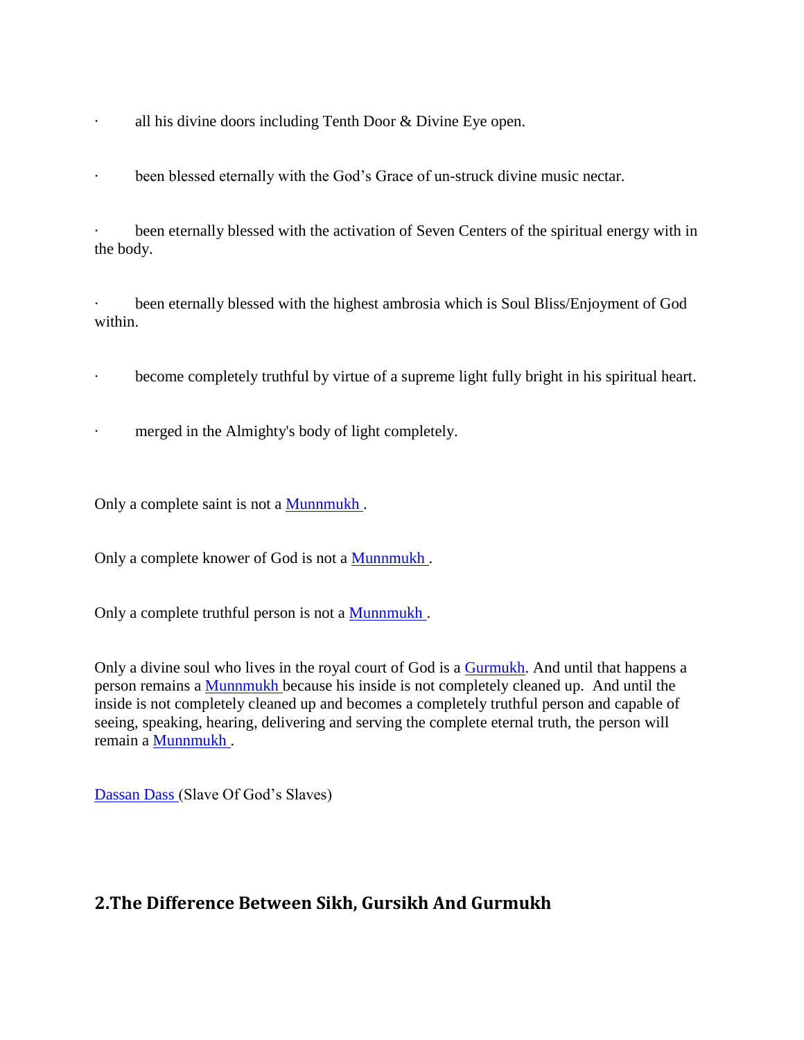- all his divine doors including Tenth Door & Divine Eye open.
- been blessed eternally with the God's Grace of un-struck divine music nectar.
- been eternally blessed with the activation of Seven Centers of the spiritual energy with in the body.
- been eternally blessed with the highest ambrosia which is Soul Bliss/Enjoyment of God within.
- become completely truthful by virtue of a supreme light fully bright in his spiritual heart.
- merged in the Almighty's body of light completely.

Only a complete saint is not a Munnmukh .

Only a complete knower of God is not a Munnmukh .

Only a complete truthful person is not a Munnmukh .

Only a divine soul who lives in the royal court of God is a Gurmukh. And until that happens a person remains a Munnmukh because his inside is not completely cleaned up. And until the inside is not completely cleaned up and becomes a completely truthful person and capable of seeing, speaking, hearing, delivering and serving the complete eternal truth, the person will remain a Munnmukh .

Dassan Dass (Slave Of God's Slaves)

## 2.The Difference Between Sikh, Gursikh And Gurmukh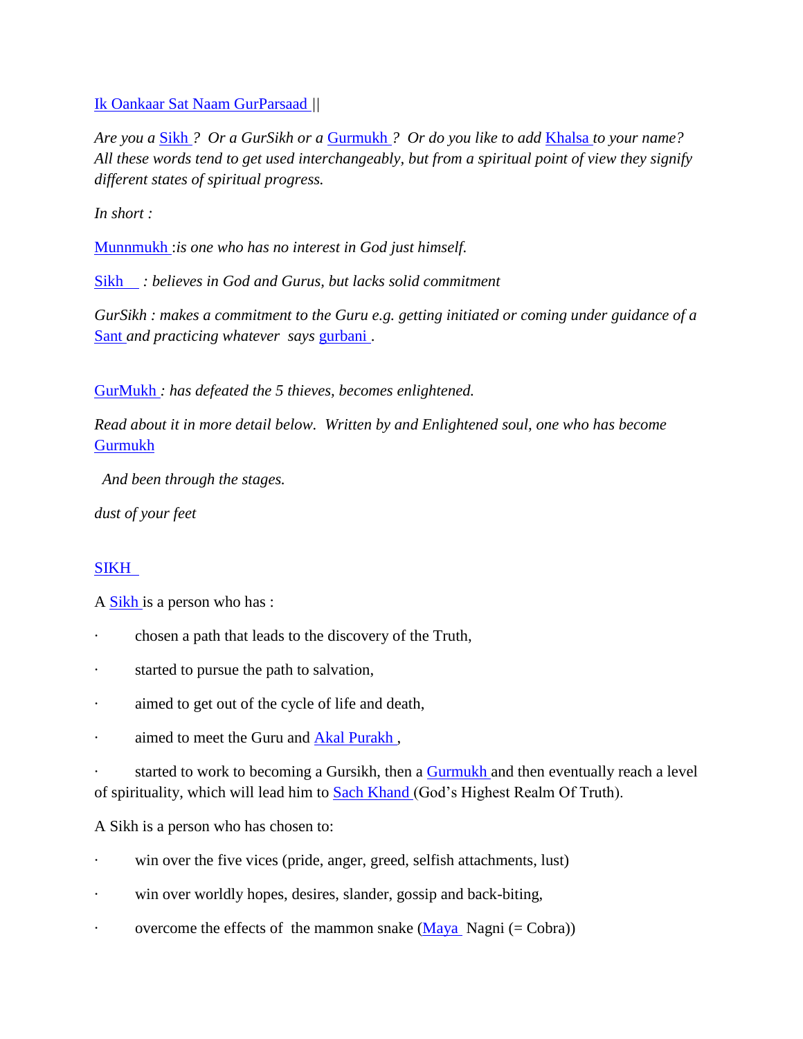Ik Oankaar Sat Naam GurParsaad ||

*Are you a Sikh ? Or a GurSikh or a Gurmukh ? Or do you like to add Khalsa to your name? All these words tend to get used interchangeably, but from a spiritual point of view they signify different states of spiritual progress.*

*In short :*

Munnmukh :*is one who has no interest in God just himself.*

Sikh : *believes in God and Gurus, but lacks solid commitment*

*GurSikh : makes a commitment to the Guru e.g. getting initiated or coming under guidance of a* Sant *and practicing whatever says* gurbani .

GurMukh *: has defeated the 5 thieves, becomes enlightened.*

*Read about it in more detail below. Written by and Enlightened soul, one who has become* Gurmukh

*And been through the stages.*

*dust of your feet*

## SIKH

A Sikh is a person who has :

- chosen a path that leads to the discovery of the Truth,
- started to pursue the path to salvation,
- aimed to get out of the cycle of life and death,
- aimed to meet the Guru and Akal Purakh ,
- started to work to becoming a Gursikh, then a Gurmukh and then eventually reach a level of spirituality, which will lead him to Sach Khand (God's Highest Realm Of Truth).

A Sikh is a person who has chosen to:

- win over the five vices (pride, anger, greed, selfish attachments, lust)
- win over worldly hopes, desires, slander, gossip and back-biting,
- overcome the effects of the mammon snake (Maya Nagni (= Cobra))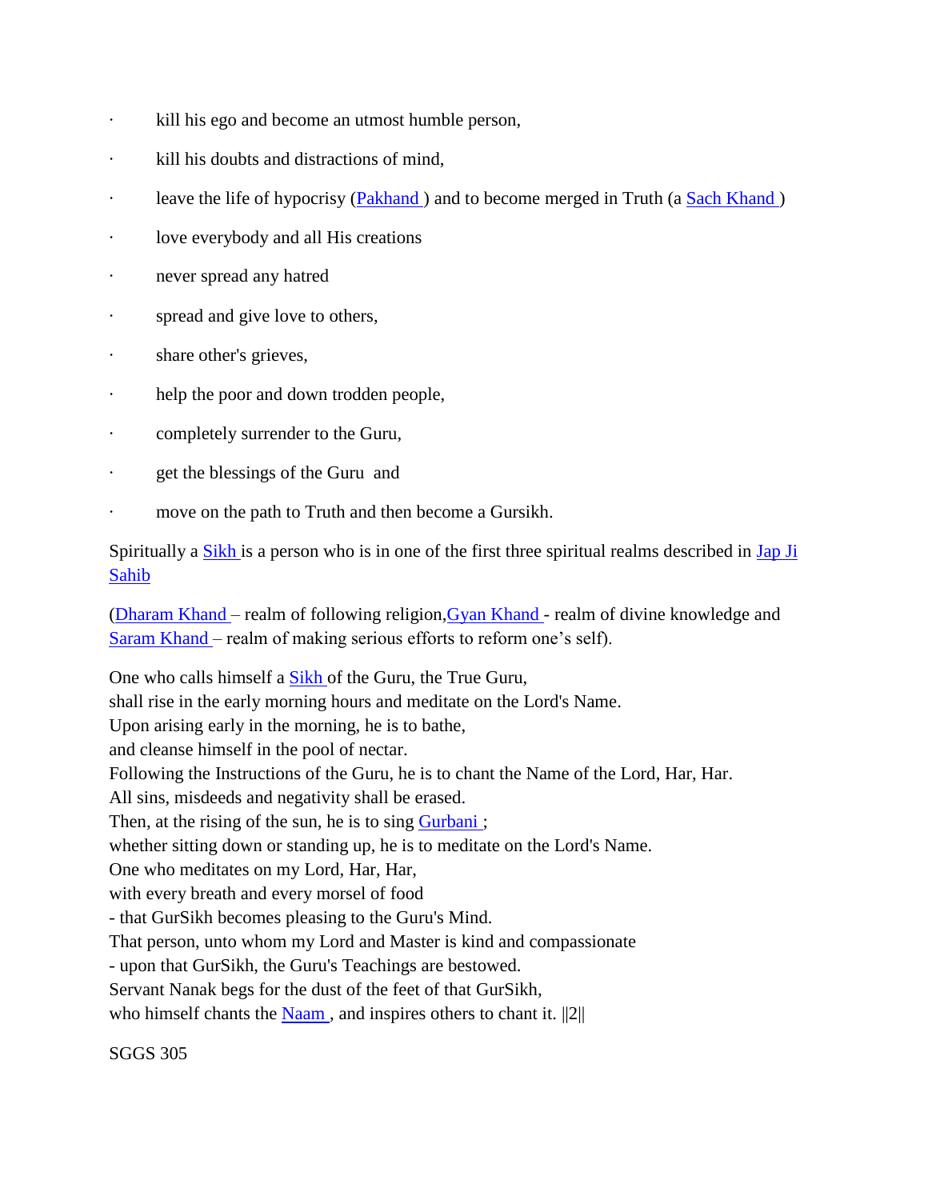- kill his ego and become an utmost humble person,
- kill his doubts and distractions of mind,
- leave the life of hypocrisy (Pakhand ) and to become merged in Truth (a Sach Khand )
- love everybody and all His creations
- never spread any hatred
- spread and give love to others,
- share other's grieves,
- help the poor and down trodden people,
- completely surrender to the Guru,
- get the blessings of the Guru and
- move on the path to Truth and then become a Gursikh.

Spiritually a Sikh is a person who is in one of the first three spiritual realms described in Jap Ji Sahib

(Dharam Khand – realm of following religion,Gyan Khand - realm of divine knowledge and Saram Khand – realm of making serious efforts to reform one's self).

One who calls himself a Sikh of the Guru, the True Guru,
shall rise in the early morning hours and meditate on the Lord's Name.
Upon arising early in the morning, he is to bathe,
and cleanse himself in the pool of nectar.
Following the Instructions of the Guru, he is to chant the Name of the Lord, Har, Har.
All sins, misdeeds and negativity shall be erased.
Then, at the rising of the sun, he is to sing Gurbani ;
whether sitting down or standing up, he is to meditate on the Lord's Name.
One who meditates on my Lord, Har, Har,
with every breath and every morsel of food
- that GurSikh becomes pleasing to the Guru's Mind.
That person, unto whom my Lord and Master is kind and compassionate
- upon that GurSikh, the Guru's Teachings are bestowed.
Servant Nanak begs for the dust of the feet of that GurSikh,
who himself chants the Naam , and inspires others to chant it. ||2||

SGGS 305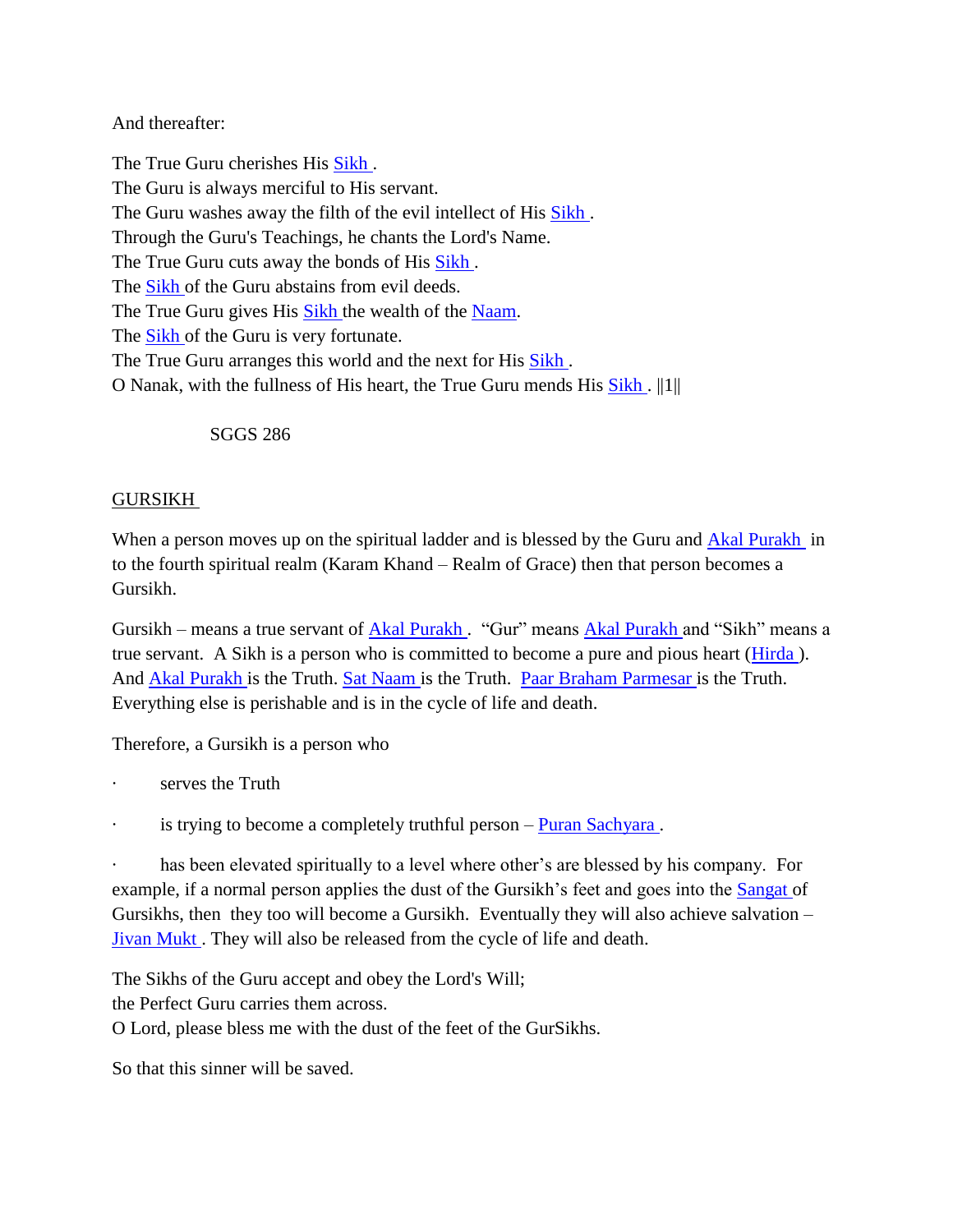And thereafter:

The True Guru cherishes His Sikh .
The Guru is always merciful to His servant.
The Guru washes away the filth of the evil intellect of His Sikh .
Through the Guru's Teachings, he chants the Lord's Name.
The True Guru cuts away the bonds of His Sikh .
The Sikh of the Guru abstains from evil deeds.
The True Guru gives His Sikh the wealth of the Naam.
The Sikh of the Guru is very fortunate.
The True Guru arranges this world and the next for His Sikh .
O Nanak, with the fullness of His heart, the True Guru mends His Sikh . ||1||

SGGS 286

## GURSIKH

When a person moves up on the spiritual ladder and is blessed by the Guru and Akal Purakh in to the fourth spiritual realm (Karam Khand – Realm of Grace) then that person becomes a Gursikh.

Gursikh – means a true servant of Akal Purakh . "Gur" means Akal Purakh and "Sikh" means a true servant. A Sikh is a person who is committed to become a pure and pious heart (Hirda ). And Akal Purakh is the Truth. Sat Naam is the Truth. Paar Braham Parmesar is the Truth. Everything else is perishable and is in the cycle of life and death.

Therefore, a Gursikh is a person who

- serves the Truth
- is trying to become a completely truthful person – Puran Sachyara .
- has been elevated spiritually to a level where other's are blessed by his company. For example, if a normal person applies the dust of the Gursikh's feet and goes into the Sangat of Gursikhs, then they too will become a Gursikh. Eventually they will also achieve salvation – Jivan Mukt . They will also be released from the cycle of life and death.

The Sikhs of the Guru accept and obey the Lord's Will;
the Perfect Guru carries them across.
O Lord, please bless me with the dust of the feet of the GurSikhs.

So that this sinner will be saved.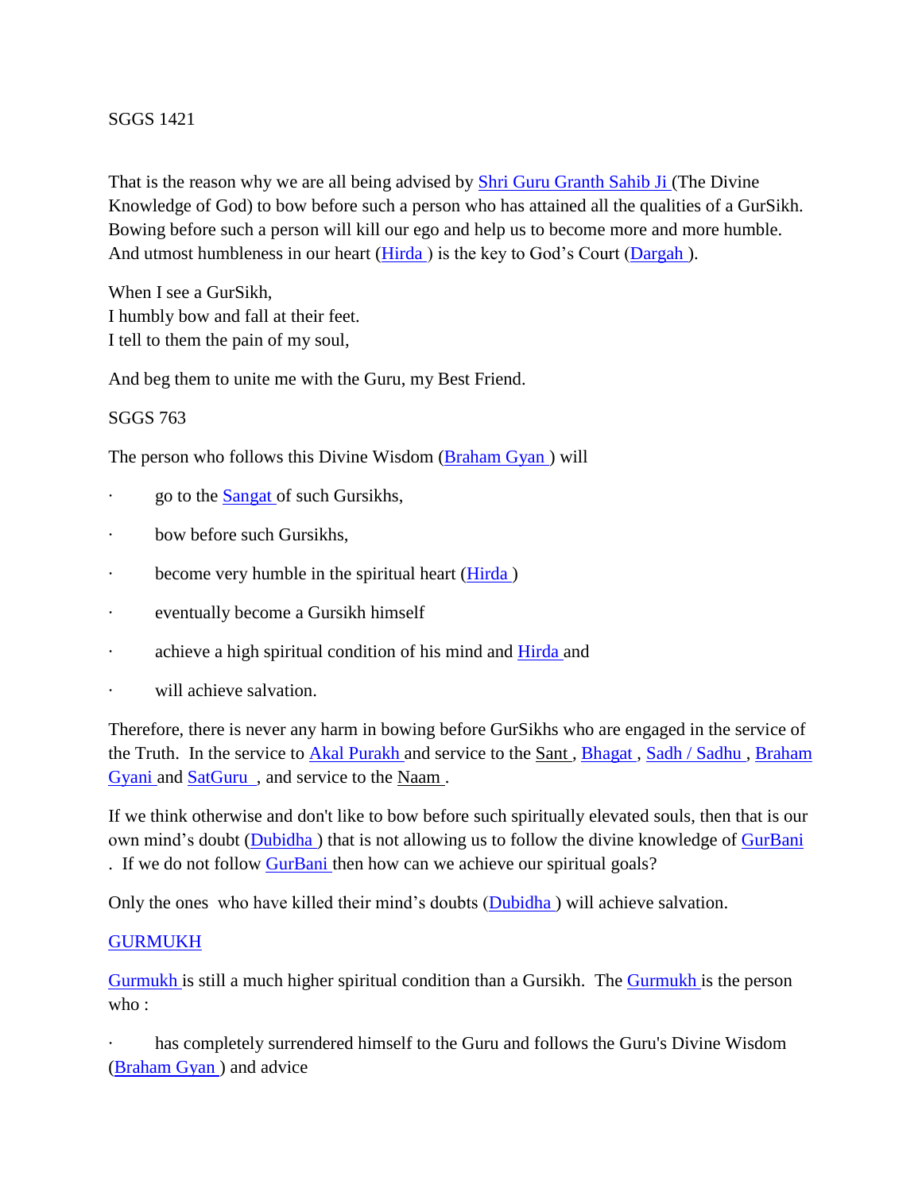SGGS 1421

That is the reason why we are all being advised by Shri Guru Granth Sahib Ji (The Divine Knowledge of God) to bow before such a person who has attained all the qualities of a GurSikh. Bowing before such a person will kill our ego and help us to become more and more humble. And utmost humbleness in our heart (Hirda ) is the key to God's Court (Dargah ).

When I see a GurSikh,
I humbly bow and fall at their feet.
I tell to them the pain of my soul,

And beg them to unite me with the Guru, my Best Friend.

SGGS 763

The person who follows this Divine Wisdom (Braham Gyan ) will

- go to the Sangat of such Gursikhs,
- bow before such Gursikhs,
- become very humble in the spiritual heart (Hirda )
- eventually become a Gursikh himself
- achieve a high spiritual condition of his mind and Hirda and
- will achieve salvation.

Therefore, there is never any harm in bowing before GurSikhs who are engaged in the service of the Truth. In the service to Akal Purakh and service to the Sant , Bhagat , Sadh / Sadhu , Braham Gyani and SatGuru , and service to the Naam .

If we think otherwise and don't like to bow before such spiritually elevated souls, then that is our own mind's doubt (Dubidha ) that is not allowing us to follow the divine knowledge of GurBani . If we do not follow GurBani then how can we achieve our spiritual goals?

Only the ones who have killed their mind's doubts (Dubidha ) will achieve salvation.

## GURMUKH

Gurmukh is still a much higher spiritual condition than a Gursikh. The Gurmukh is the person who :

- has completely surrendered himself to the Guru and follows the Guru's Divine Wisdom (Braham Gyan ) and advice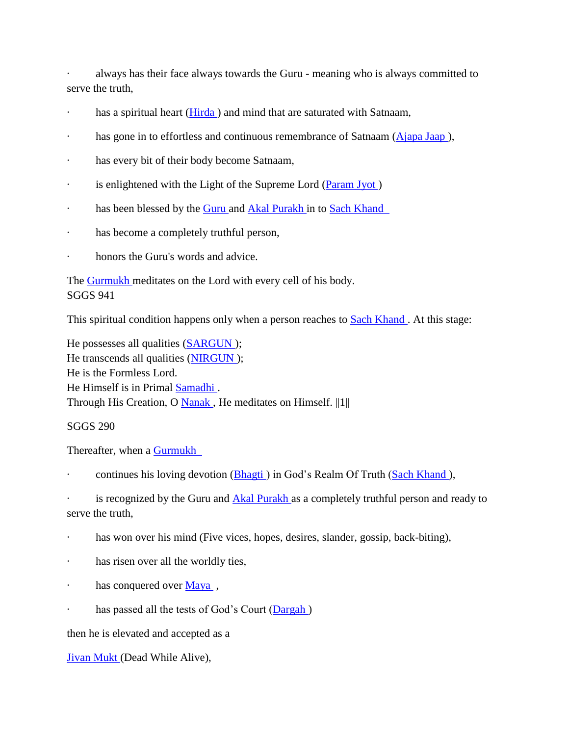- always has their face always towards the Guru - meaning who is always committed to serve the truth,
- has a spiritual heart (Hirda ) and mind that are saturated with Satnaam,
- has gone in to effortless and continuous remembrance of Satnaam (Ajapa Jaap ),
- has every bit of their body become Satnaam,
- is enlightened with the Light of the Supreme Lord (Param Jyot )
- has been blessed by the Guru and Akal Purakh in to Sach Khand
- has become a completely truthful person,
- honors the Guru's words and advice.

The Gurmukh meditates on the Lord with every cell of his body.
SGGS 941

This spiritual condition happens only when a person reaches to Sach Khand . At this stage:

He possesses all qualities (SARGUN );
He transcends all qualities (NIRGUN );
He is the Formless Lord.
He Himself is in Primal Samadhi .
Through His Creation, O Nanak , He meditates on Himself. ||1||

SGGS 290

Thereafter, when a Gurmukh

- continues his loving devotion (Bhagti ) in God's Realm Of Truth (Sach Khand ),
- is recognized by the Guru and Akal Purakh as a completely truthful person and ready to serve the truth,
- has won over his mind (Five vices, hopes, desires, slander, gossip, back-biting),
- has risen over all the worldly ties,
- has conquered over Maya ,
- has passed all the tests of God's Court (Dargah )

then he is elevated and accepted as a

Jivan Mukt (Dead While Alive),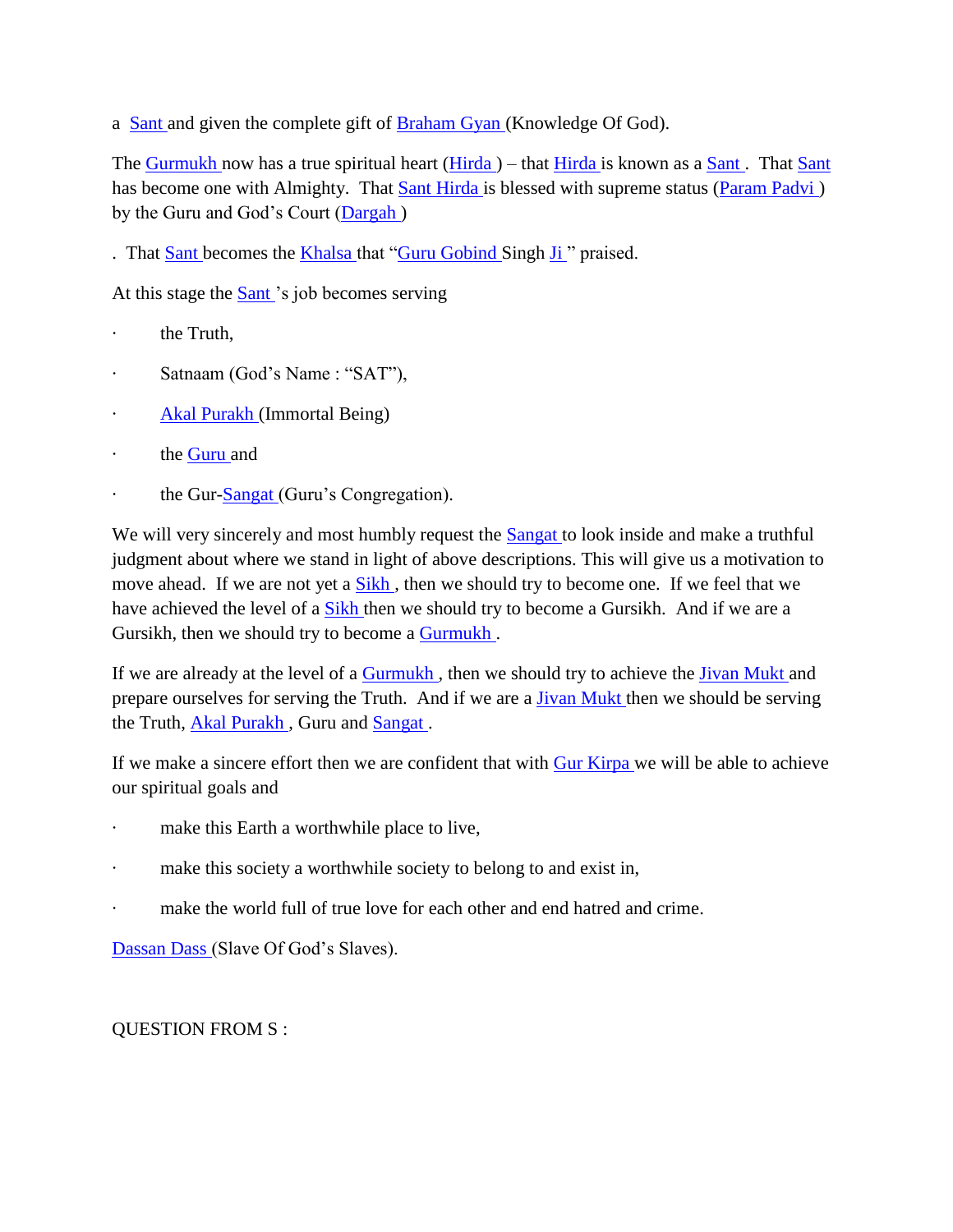a Sant and given the complete gift of Braham Gyan (Knowledge Of God).

The Gurmukh now has a true spiritual heart (Hirda) – that Hirda is known as a Sant. That Sant has become one with Almighty. That Sant Hirda is blessed with supreme status (Param Padvi) by the Guru and God's Court (Dargah)

. That Sant becomes the Khalsa that "Guru Gobind Singh Ji" praised.

At this stage the Sant's job becomes serving

- the Truth,
- Satnaam (God's Name : "SAT"),
- Akal Purakh (Immortal Being)
- the Guru and
- the Gur-Sangat (Guru's Congregation).

We will very sincerely and most humbly request the Sangat to look inside and make a truthful judgment about where we stand in light of above descriptions. This will give us a motivation to move ahead. If we are not yet a Sikh, then we should try to become one. If we feel that we have achieved the level of a Sikh then we should try to become a Gursikh. And if we are a Gursikh, then we should try to become a Gurmukh.

If we are already at the level of a Gurmukh, then we should try to achieve the Jivan Mukt and prepare ourselves for serving the Truth. And if we are a Jivan Mukt then we should be serving the Truth, Akal Purakh, Guru and Sangat.

If we make a sincere effort then we are confident that with Gur Kirpa we will be able to achieve our spiritual goals and

- make this Earth a worthwhile place to live,
- make this society a worthwhile society to belong to and exist in,
- make the world full of true love for each other and end hatred and crime.

Dassan Dass (Slave Of God's Slaves).

QUESTION FROM S :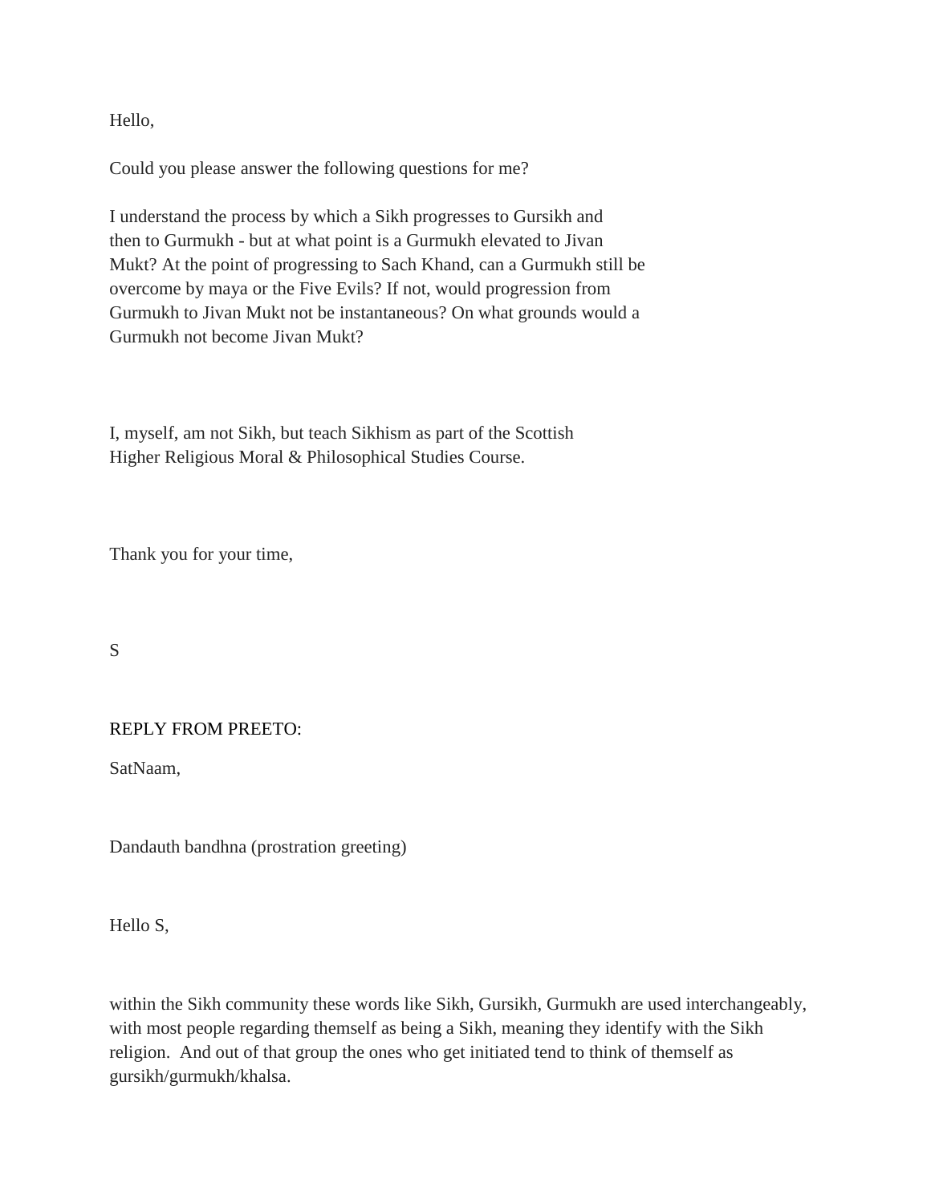Hello,

Could you please answer the following questions for me?

I understand the process by which a Sikh progresses to Gursikh and then to Gurmukh - but at what point is a Gurmukh elevated to Jivan Mukt? At the point of progressing to Sach Khand, can a Gurmukh still be overcome by maya or the Five Evils? If not, would progression from Gurmukh to Jivan Mukt not be instantaneous? On what grounds would a Gurmukh not become Jivan Mukt?

I, myself, am not Sikh, but teach Sikhism as part of the Scottish Higher Religious Moral & Philosophical Studies Course.

Thank you for your time,

S

REPLY FROM PREETO:

SatNaam,

Dandauth bandhna (prostration greeting)

Hello S,

within the Sikh community these words like Sikh, Gursikh, Gurmukh are used interchangeably, with most people regarding themself as being a Sikh, meaning they identify with the Sikh religion. And out of that group the ones who get initiated tend to think of themself as gursikh/gurmukh/khalsa.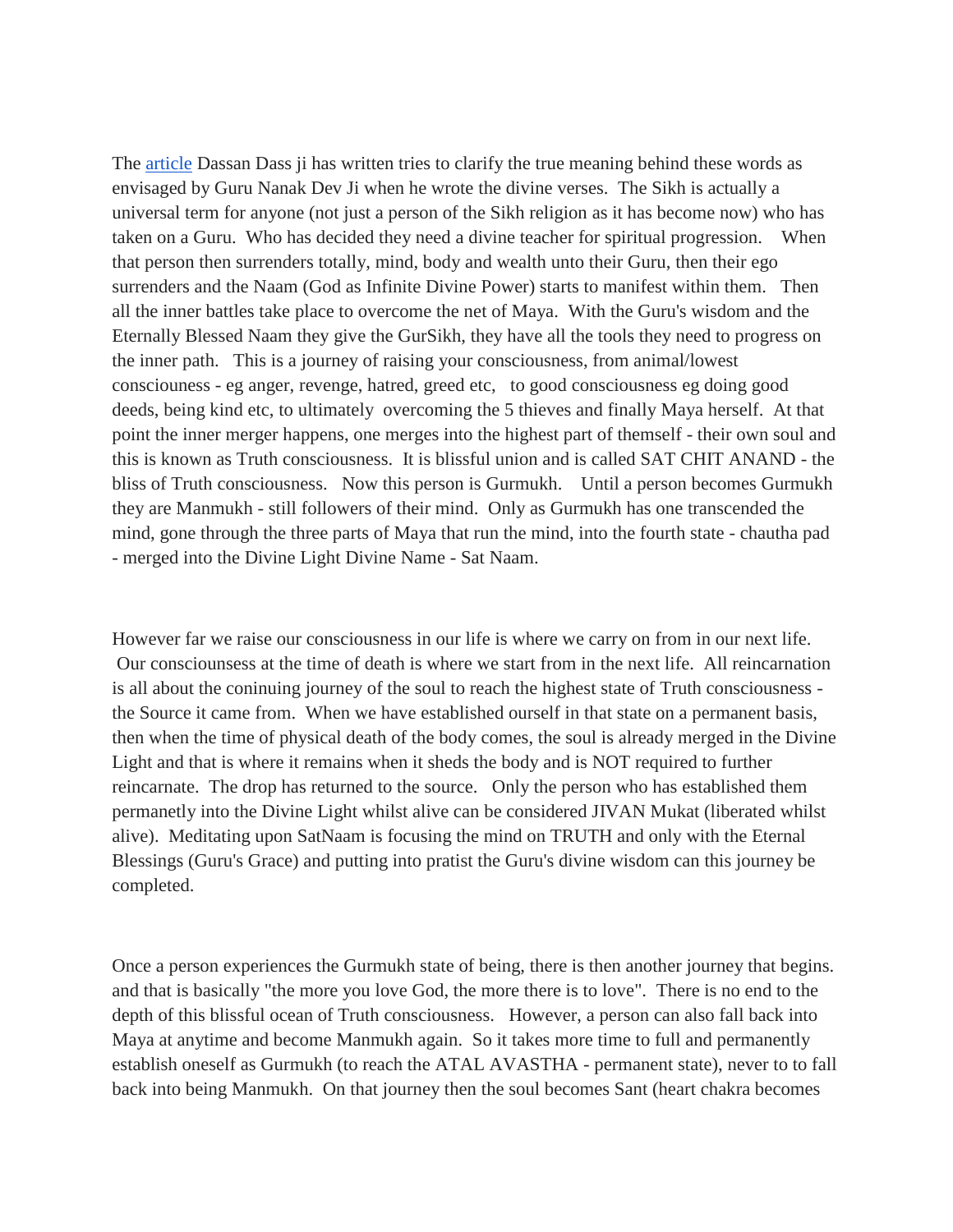The article Dassan Dass ji has written tries to clarify the true meaning behind these words as envisaged by Guru Nanak Dev Ji when he wrote the divine verses. The Sikh is actually a universal term for anyone (not just a person of the Sikh religion as it has become now) who has taken on a Guru. Who has decided they need a divine teacher for spiritual progression. When that person then surrenders totally, mind, body and wealth unto their Guru, then their ego surrenders and the Naam (God as Infinite Divine Power) starts to manifest within them. Then all the inner battles take place to overcome the net of Maya. With the Guru's wisdom and the Eternally Blessed Naam they give the GurSikh, they have all the tools they need to progress on the inner path. This is a journey of raising your consciousness, from animal/lowest conciouness - eg anger, revenge, hatred, greed etc, to good consciousness eg doing good deeds, being kind etc, to ultimately overcoming the 5 thieves and finally Maya herself. At that point the inner merger happens, one merges into the highest part of themself - their own soul and this is known as Truth consciousness. It is blissful union and is called SAT CHIT ANAND - the bliss of Truth consciousness. Now this person is Gurmukh. Until a person becomes Gurmukh they are Manmukh - still followers of their mind. Only as Gurmukh has one transcended the mind, gone through the three parts of Maya that run the mind, into the fourth state - chautha pad - merged into the Divine Light Divine Name - Sat Naam.

However far we raise our consciousness in our life is where we carry on from in our next life. Our consciounsess at the time of death is where we start from in the next life. All reincarnation is all about the coninuing journey of the soul to reach the highest state of Truth consciousness - the Source it came from. When we have established ourself in that state on a permanent basis, then when the time of physical death of the body comes, the soul is already merged in the Divine Light and that is where it remains when it sheds the body and is NOT required to further reincarnate. The drop has returned to the source. Only the person who has established them permanetly into the Divine Light whilst alive can be considered JIVAN Mukat (liberated whilst alive). Meditating upon SatNaam is focusing the mind on TRUTH and only with the Eternal Blessings (Guru's Grace) and putting into pratist the Guru's divine wisdom can this journey be completed.

Once a person experiences the Gurmukh state of being, there is then another journey that begins. and that is basically "the more you love God, the more there is to love". There is no end to the depth of this blissful ocean of Truth consciousness. However, a person can also fall back into Maya at anytime and become Manmukh again. So it takes more time to full and permanently establish oneself as Gurmukh (to reach the ATAL AVASTHA - permanent state), never to to fall back into being Manmukh. On that journey then the soul becomes Sant (heart chakra becomes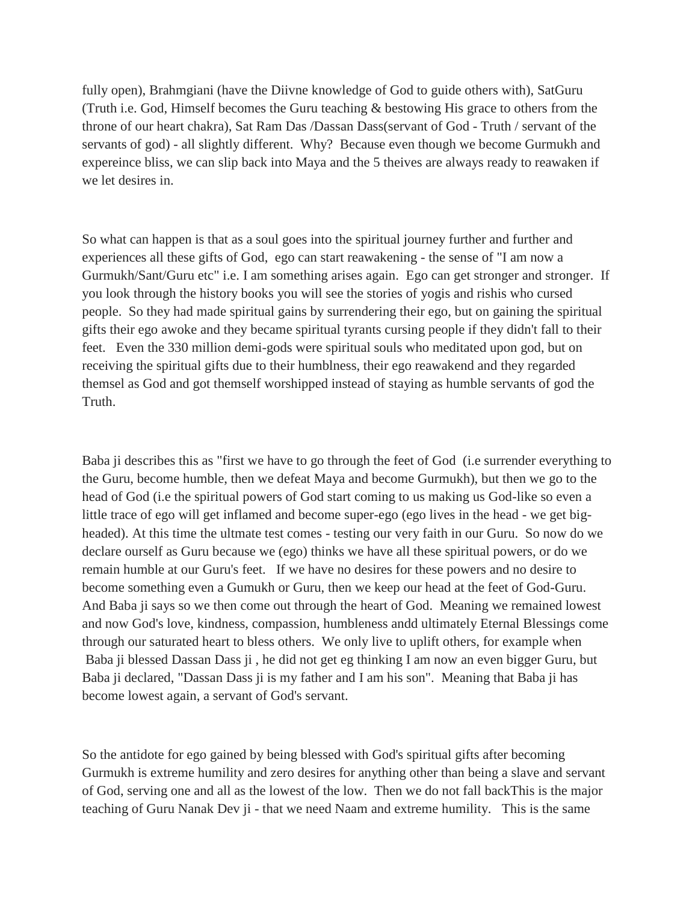fully open), Brahmgiani (have the Diivne knowledge of God to guide others with), SatGuru (Truth i.e. God, Himself becomes the Guru teaching & bestowing His grace to others from the throne of our heart chakra), Sat Ram Das /Dassan Dass(servant of God - Truth / servant of the servants of god) - all slightly different. Why? Because even though we become Gurmukh and expereince bliss, we can slip back into Maya and the 5 theives are always ready to reawaken if we let desires in.

So what can happen is that as a soul goes into the spiritual journey further and further and experiences all these gifts of God, ego can start reawakening - the sense of "I am now a Gurmukh/Sant/Guru etc" i.e. I am something arises again. Ego can get stronger and stronger. If you look through the history books you will see the stories of yogis and rishis who cursed people. So they had made spiritual gains by surrendering their ego, but on gaining the spiritual gifts their ego awoke and they became spiritual tyrants cursing people if they didn't fall to their feet. Even the 330 million demi-gods were spiritual souls who meditated upon god, but on receiving the spiritual gifts due to their humblness, their ego reawakend and they regarded themsel as God and got themself worshipped instead of staying as humble servants of god the Truth.

Baba ji describes this as "first we have to go through the feet of God (i.e surrender everything to the Guru, become humble, then we defeat Maya and become Gurmukh), but then we go to the head of God (i.e the spiritual powers of God start coming to us making us God-like so even a little trace of ego will get inflamed and become super-ego (ego lives in the head - we get big-headed). At this time the ultmate test comes - testing our very faith in our Guru. So now do we declare ourself as Guru because we (ego) thinks we have all these spiritual powers, or do we remain humble at our Guru's feet. If we have no desires for these powers and no desire to become something even a Gumukh or Guru, then we keep our head at the feet of God-Guru. And Baba ji says so we then come out through the heart of God. Meaning we remained lowest and now God's love, kindness, compassion, humbleness andd ultimately Eternal Blessings come through our saturated heart to bless others. We only live to uplift others, for example when Baba ji blessed Dassan Dass ji , he did not get eg thinking I am now an even bigger Guru, but Baba ji declared, "Dassan Dass ji is my father and I am his son". Meaning that Baba ji has become lowest again, a servant of God's servant.

So the antidote for ego gained by being blessed with God's spiritual gifts after becoming Gurmukh is extreme humility and zero desires for anything other than being a slave and servant of God, serving one and all as the lowest of the low. Then we do not fall backThis is the major teaching of Guru Nanak Dev ji - that we need Naam and extreme humility. This is the same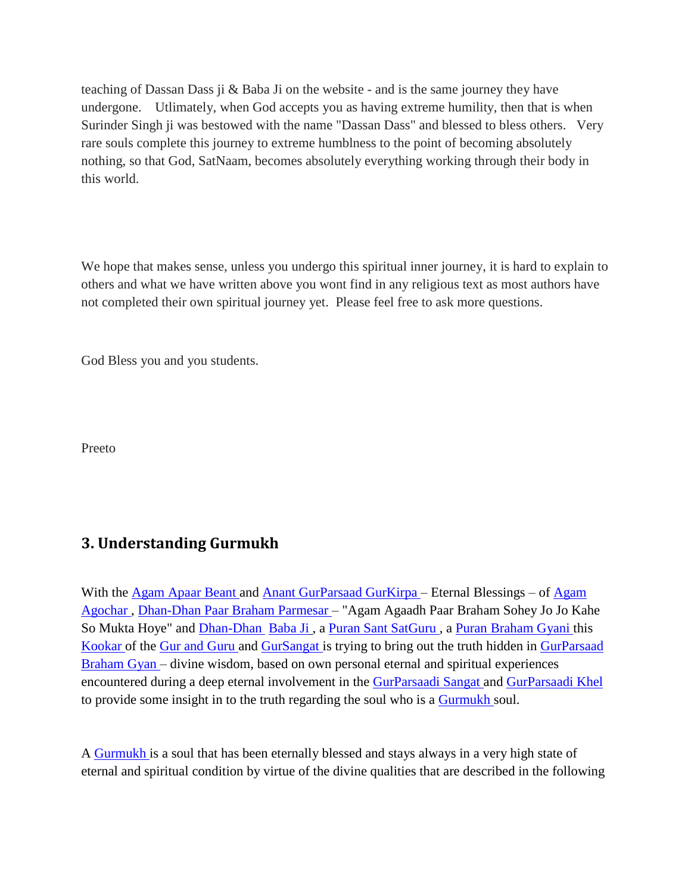teaching of Dassan Dass ji & Baba Ji on the website - and is the same journey they have undergone. Utlimately, when God accepts you as having extreme humility, then that is when Surinder Singh ji was bestowed with the name "Dassan Dass" and blessed to bless others. Very rare souls complete this journey to extreme humblness to the point of becoming absolutely nothing, so that God, SatNaam, becomes absolutely everything working through their body in this world.

We hope that makes sense, unless you undergo this spiritual inner journey, it is hard to explain to others and what we have written above you wont find in any religious text as most authors have not completed their own spiritual journey yet. Please feel free to ask more questions.

God Bless you and you students.

Preeto

## 3. Understanding Gurmukh

With the Agam Apaar Beant and Anant GurParsaad GurKirpa – Eternal Blessings – of Agam Agochar , Dhan-Dhan Paar Braham Parmesar – "Agam Agaadh Paar Braham Sohey Jo Jo Kahe So Mukta Hoye" and Dhan-Dhan Baba Ji , a Puran Sant SatGuru , a Puran Braham Gyani this Kookar of the Gur and Guru and GurSangat is trying to bring out the truth hidden in GurParsaad Braham Gyan – divine wisdom, based on own personal eternal and spiritual experiences encountered during a deep eternal involvement in the GurParsaadi Sangat and GurParsaadi Khel to provide some insight in to the truth regarding the soul who is a Gurmukh soul.

A Gurmukh is a soul that has been eternally blessed and stays always in a very high state of eternal and spiritual condition by virtue of the divine qualities that are described in the following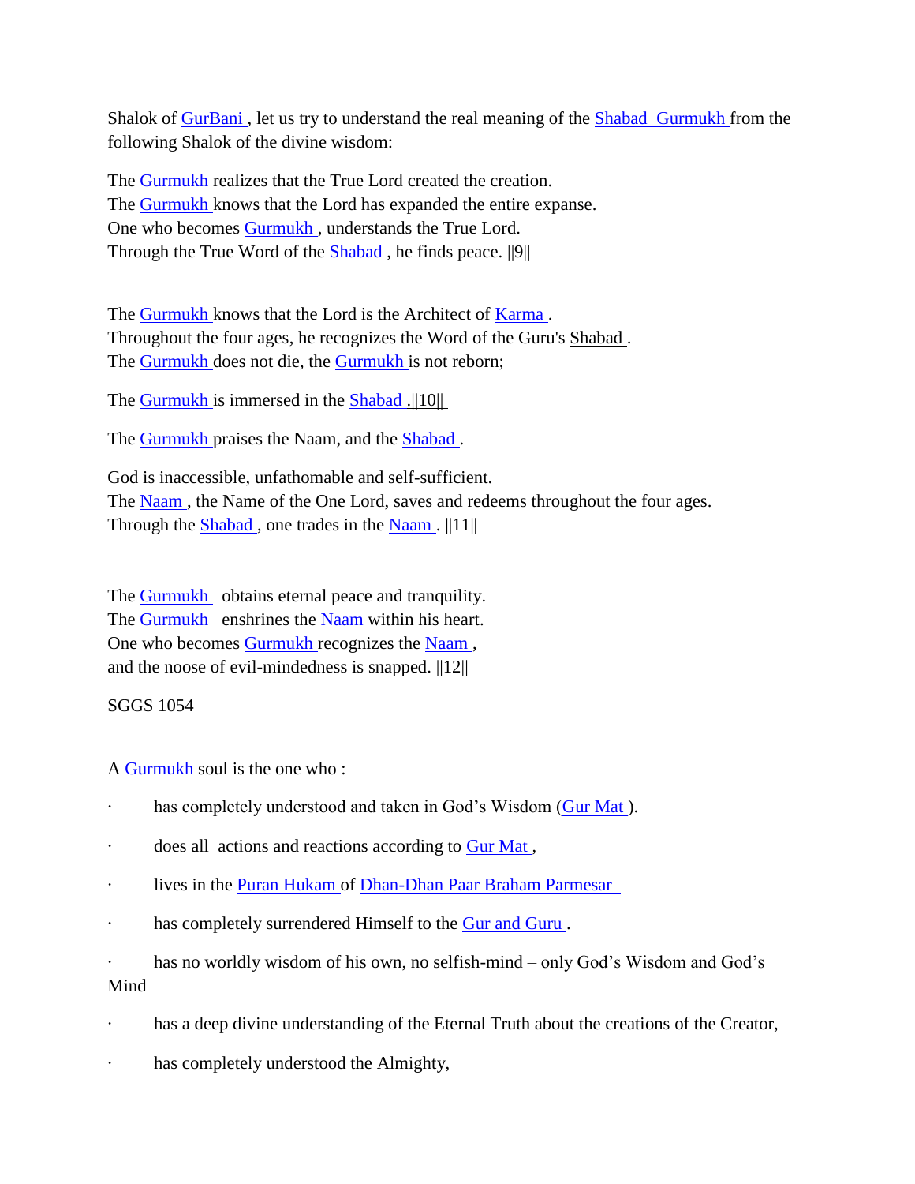Shalok of GurBani , let us try to understand the real meaning of the Shabad Gurmukh from the following Shalok of the divine wisdom:

The Gurmukh realizes that the True Lord created the creation.
The Gurmukh knows that the Lord has expanded the entire expanse.
One who becomes Gurmukh , understands the True Lord.
Through the True Word of the Shabad , he finds peace. ||9||

The Gurmukh knows that the Lord is the Architect of Karma .
Throughout the four ages, he recognizes the Word of the Guru's Shabad .
The Gurmukh does not die, the Gurmukh is not reborn;

The Gurmukh is immersed in the Shabad .||10||

The Gurmukh praises the Naam, and the Shabad .

God is inaccessible, unfathomable and self-sufficient.
The Naam , the Name of the One Lord, saves and redeems throughout the four ages.
Through the Shabad , one trades in the Naam . ||11||

The Gurmukh obtains eternal peace and tranquility.
The Gurmukh enshrines the Naam within his heart.
One who becomes Gurmukh recognizes the Naam ,
and the noose of evil-mindedness is snapped. ||12||

SGGS 1054

A Gurmukh soul is the one who :

- has completely understood and taken in God's Wisdom (Gur Mat ).
- does all actions and reactions according to Gur Mat ,
- lives in the Puran Hukam of Dhan-Dhan Paar Braham Parmesar
- has completely surrendered Himself to the Gur and Guru .
- has no worldly wisdom of his own, no selfish-mind – only God's Wisdom and God's Mind
- has a deep divine understanding of the Eternal Truth about the creations of the Creator,
- has completely understood the Almighty,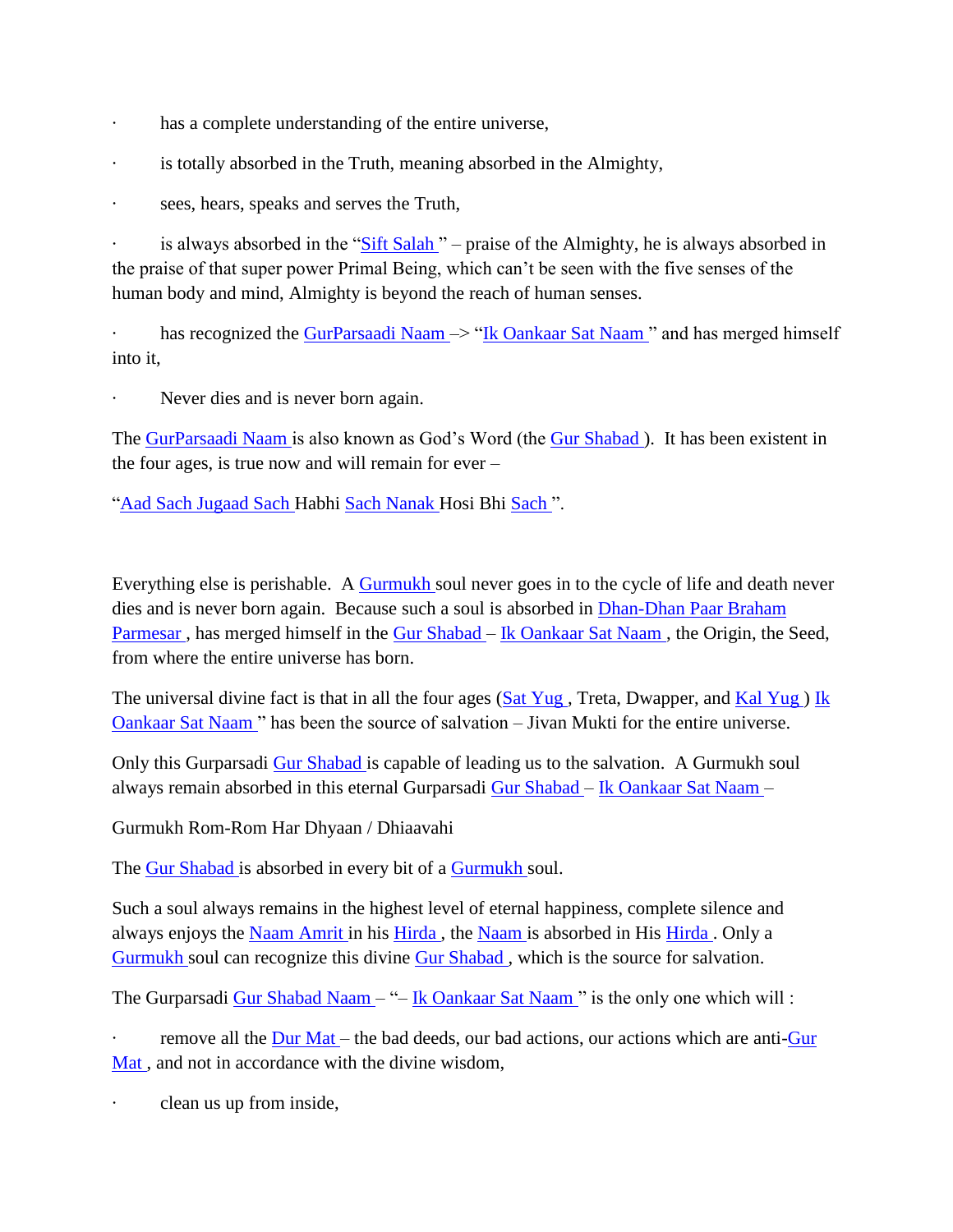- has a complete understanding of the entire universe,
- is totally absorbed in the Truth, meaning absorbed in the Almighty,
- sees, hears, speaks and serves the Truth,
- is always absorbed in the "Sift Salah " – praise of the Almighty, he is always absorbed in the praise of that super power Primal Being, which can't be seen with the five senses of the human body and mind, Almighty is beyond the reach of human senses.
- has recognized the GurParsaadi Naam –> "Ik Oankaar Sat Naam " and has merged himself into it,
- Never dies and is never born again.

The GurParsaadi Naam is also known as God's Word (the Gur Shabad ). It has been existent in the four ages, is true now and will remain for ever –

"Aad Sach Jugaad Sach Habhi Sach Nanak Hosi Bhi Sach ".

Everything else is perishable. A Gurmukh soul never goes in to the cycle of life and death never dies and is never born again. Because such a soul is absorbed in Dhan-Dhan Paar Braham Parmesar , has merged himself in the Gur Shabad – Ik Oankaar Sat Naam , the Origin, the Seed, from where the entire universe has born.

The universal divine fact is that in all the four ages (Sat Yug , Treta, Dwapper, and Kal Yug ) Ik Oankaar Sat Naam " has been the source of salvation – Jivan Mukti for the entire universe.

Only this Gurparsadi Gur Shabad is capable of leading us to the salvation. A Gurmukh soul always remain absorbed in this eternal Gurparsadi Gur Shabad – Ik Oankaar Sat Naam –

Gurmukh Rom-Rom Har Dhyaan / Dhiaavahi

The Gur Shabad is absorbed in every bit of a Gurmukh soul.

Such a soul always remains in the highest level of eternal happiness, complete silence and always enjoys the Naam Amrit in his Hirda , the Naam is absorbed in His Hirda . Only a Gurmukh soul can recognize this divine Gur Shabad , which is the source for salvation.

The Gurparsadi Gur Shabad Naam – "– Ik Oankaar Sat Naam " is the only one which will :

- remove all the Dur Mat – the bad deeds, our bad actions, our actions which are anti-Gur Mat , and not in accordance with the divine wisdom,
- clean us up from inside,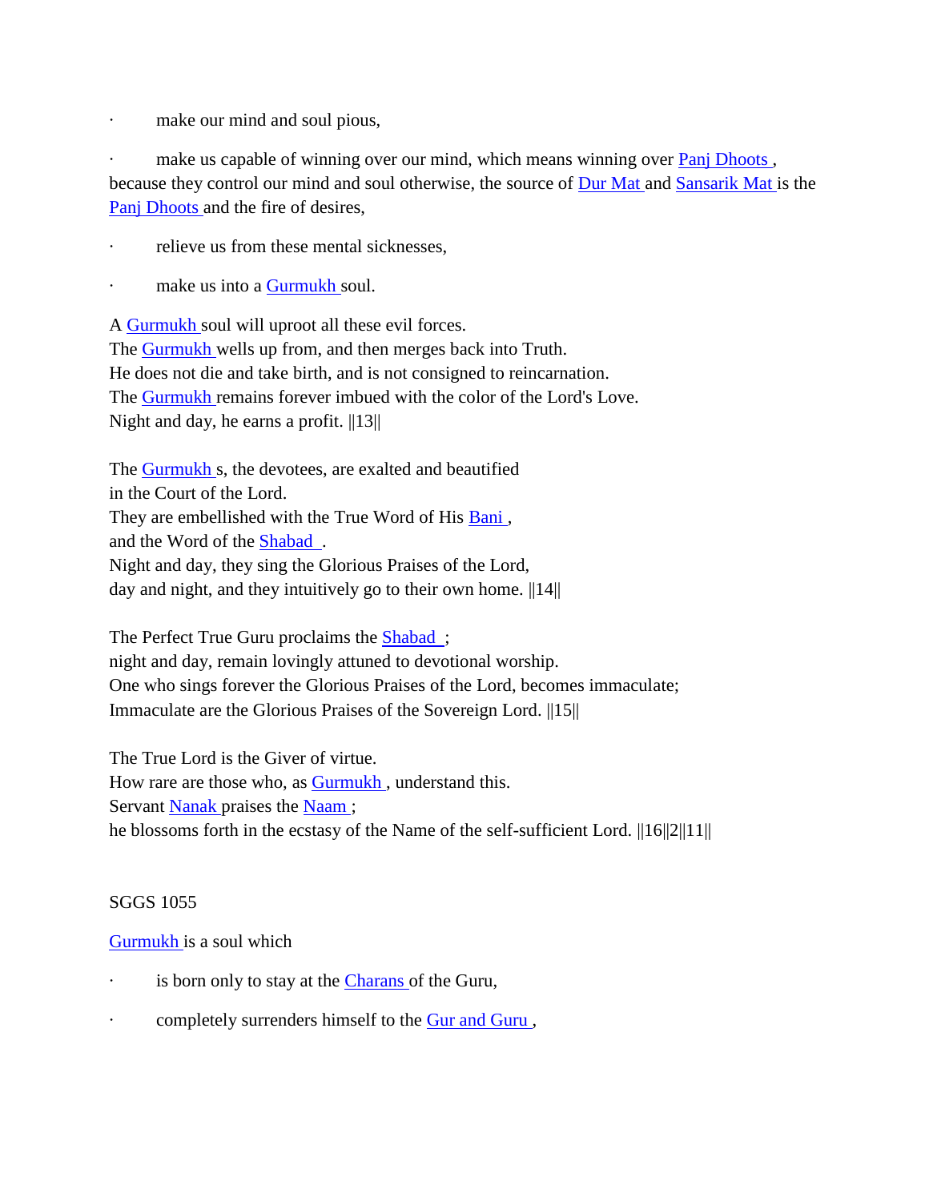- make our mind and soul pious,
- make us capable of winning over our mind, which means winning over Panj Dhoots , because they control our mind and soul otherwise, the source of Dur Mat and Sansarik Mat is the Panj Dhoots and the fire of desires,
- relieve us from these mental sicknesses,
- make us into a Gurmukh soul.

A Gurmukh soul will uproot all these evil forces.
The Gurmukh wells up from, and then merges back into Truth.
He does not die and take birth, and is not consigned to reincarnation.
The Gurmukh remains forever imbued with the color of the Lord's Love.
Night and day, he earns a profit. ||13||

The Gurmukh s, the devotees, are exalted and beautified
in the Court of the Lord.
They are embellished with the True Word of His Bani ,
and the Word of the Shabad .
Night and day, they sing the Glorious Praises of the Lord,
day and night, and they intuitively go to their own home. ||14||

The Perfect True Guru proclaims the Shabad ;
night and day, remain lovingly attuned to devotional worship.
One who sings forever the Glorious Praises of the Lord, becomes immaculate;
Immaculate are the Glorious Praises of the Sovereign Lord. ||15||

The True Lord is the Giver of virtue.
How rare are those who, as Gurmukh , understand this.
Servant Nanak praises the Naam ;
he blossoms forth in the ecstasy of the Name of the self-sufficient Lord. ||16||2||11||

SGGS 1055

Gurmukh is a soul which

- is born only to stay at the Charans of the Guru,
- completely surrenders himself to the Gur and Guru ,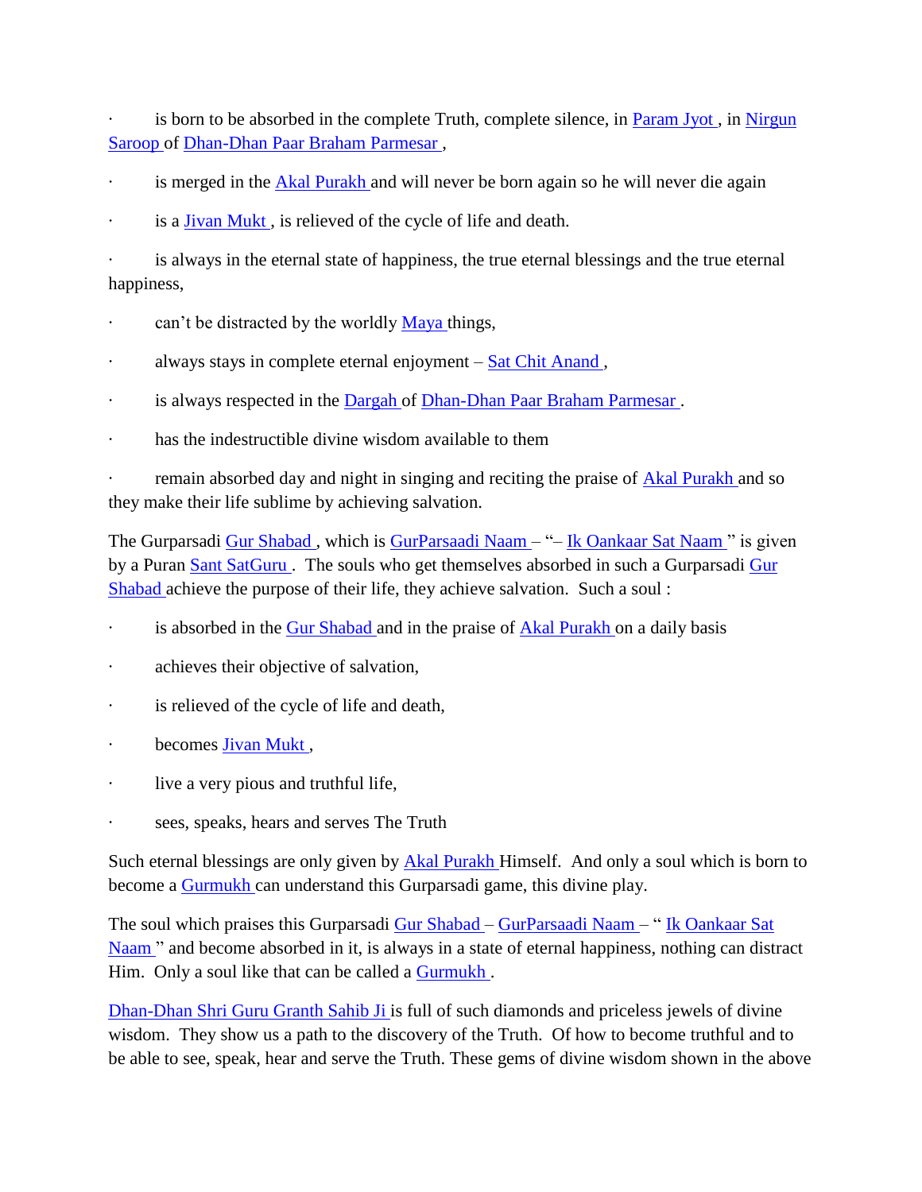- is born to be absorbed in the complete Truth, complete silence, in Param Jyot , in Nirgun Saroop of Dhan-Dhan Paar Braham Parmesar ,
- is merged in the Akal Purakh and will never be born again so he will never die again
- is a Jivan Mukt , is relieved of the cycle of life and death.
- is always in the eternal state of happiness, the true eternal blessings and the true eternal happiness,
- can't be distracted by the worldly Maya things,
- always stays in complete eternal enjoyment – Sat Chit Anand ,
- is always respected in the Dargah of Dhan-Dhan Paar Braham Parmesar .
- has the indestructible divine wisdom available to them
- remain absorbed day and night in singing and reciting the praise of Akal Purakh and so they make their life sublime by achieving salvation.

The Gurparsadi Gur Shabad , which is GurParsaadi Naam – "– Ik Oankaar Sat Naam " is given by a Puran Sant SatGuru . The souls who get themselves absorbed in such a Gurparsadi Gur Shabad achieve the purpose of their life, they achieve salvation. Such a soul :

- is absorbed in the Gur Shabad and in the praise of Akal Purakh on a daily basis
- achieves their objective of salvation,
- is relieved of the cycle of life and death,
- becomes Jivan Mukt ,
- live a very pious and truthful life,
- sees, speaks, hears and serves The Truth

Such eternal blessings are only given by Akal Purakh Himself. And only a soul which is born to become a Gurmukh can understand this Gurparsadi game, this divine play.

The soul which praises this Gurparsadi Gur Shabad – GurParsaadi Naam – " Ik Oankaar Sat Naam " and become absorbed in it, is always in a state of eternal happiness, nothing can distract Him. Only a soul like that can be called a Gurmukh .

Dhan-Dhan Shri Guru Granth Sahib Ji is full of such diamonds and priceless jewels of divine wisdom. They show us a path to the discovery of the Truth. Of how to become truthful and to be able to see, speak, hear and serve the Truth. These gems of divine wisdom shown in the above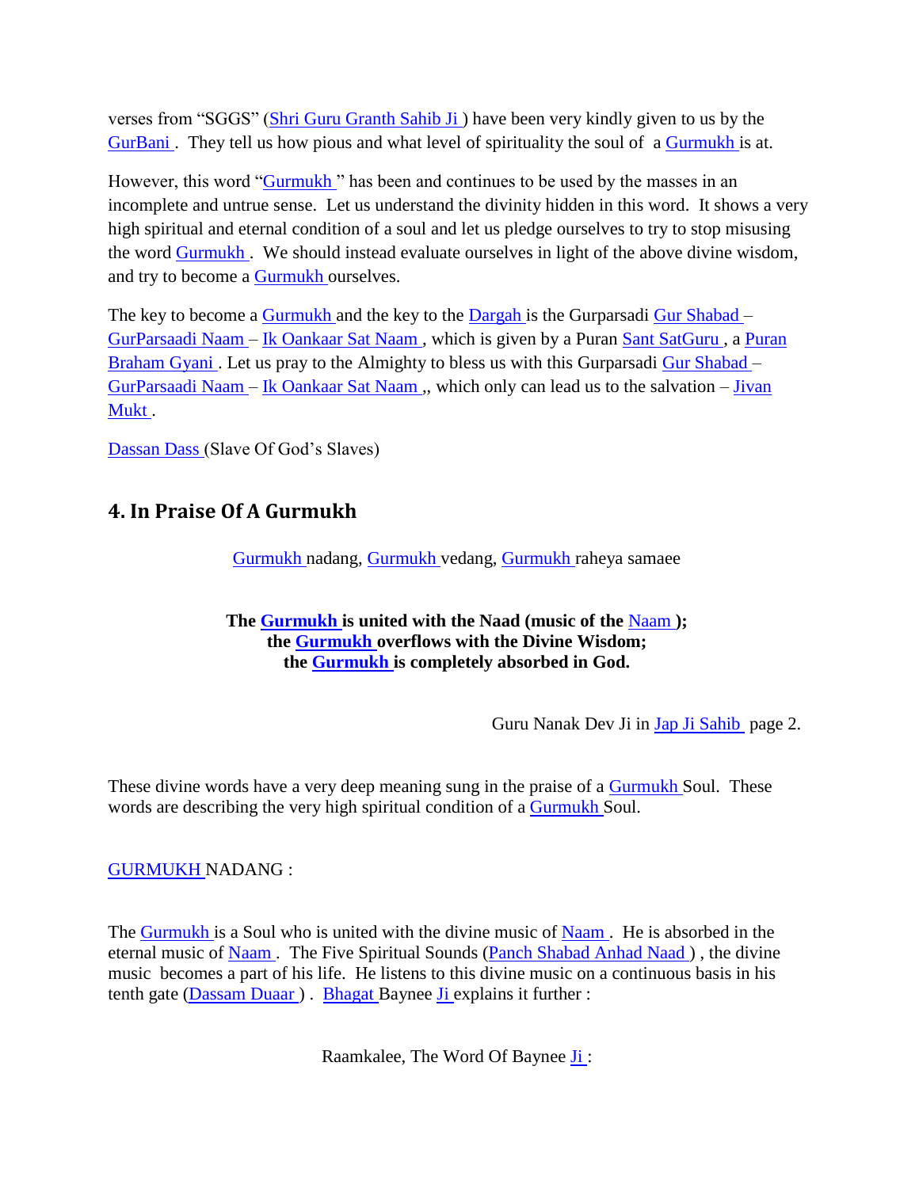verses from "SGGS" (Shri Guru Granth Sahib Ji ) have been very kindly given to us by the GurBani . They tell us how pious and what level of spirituality the soul of a Gurmukh is at.

However, this word "Gurmukh " has been and continues to be used by the masses in an incomplete and untrue sense. Let us understand the divinity hidden in this word. It shows a very high spiritual and eternal condition of a soul and let us pledge ourselves to try to stop misusing the word Gurmukh . We should instead evaluate ourselves in light of the above divine wisdom, and try to become a Gurmukh ourselves.

The key to become a Gurmukh and the key to the Dargah is the Gurparsadi Gur Shabad – GurParsaadi Naam – Ik Oankaar Sat Naam , which is given by a Puran Sant SatGuru , a Puran Braham Gyani . Let us pray to the Almighty to bless us with this Gurparsadi Gur Shabad – GurParsaadi Naam – Ik Oankaar Sat Naam ,, which only can lead us to the salvation – Jivan Mukt .

Dassan Dass (Slave Of God's Slaves)

## 4. In Praise Of A Gurmukh

Gurmukh nadang, Gurmukh vedang, Gurmukh raheya samaee

**The Gurmukh is united with the Naad (music of the Naam );**
**the Gurmukh overflows with the Divine Wisdom;**
**the Gurmukh is completely absorbed in God.**

Guru Nanak Dev Ji in Jap Ji Sahib page 2.

These divine words have a very deep meaning sung in the praise of a Gurmukh Soul. These words are describing the very high spiritual condition of a Gurmukh Soul.

GURMUKH NADANG :

The Gurmukh is a Soul who is united with the divine music of Naam . He is absorbed in the eternal music of Naam . The Five Spiritual Sounds (Panch Shabad Anhad Naad ) , the divine music becomes a part of his life. He listens to this divine music on a continuous basis in his tenth gate (Dassam Duaar ) . Bhagat Baynee Ji explains it further :

Raamkalee, The Word Of Baynee Ji :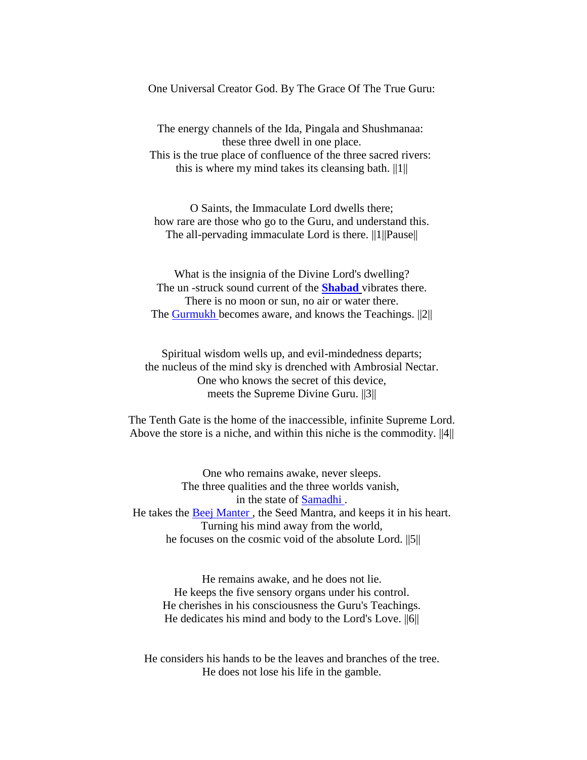One Universal Creator God. By The Grace Of The True Guru:

The energy channels of the Ida, Pingala and Shushmanaa:
these three dwell in one place.
This is the true place of confluence of the three sacred rivers:
this is where my mind takes its cleansing bath. ||1||

O Saints, the Immaculate Lord dwells there;
how rare are those who go to the Guru, and understand this.
The all-pervading immaculate Lord is there. ||1||Pause||

What is the insignia of the Divine Lord's dwelling?
The un -struck sound current of the **Shabad** vibrates there.
There is no moon or sun, no air or water there.
The Gurmukh becomes aware, and knows the Teachings. ||2||

Spiritual wisdom wells up, and evil-mindedness departs;
the nucleus of the mind sky is drenched with Ambrosial Nectar.
One who knows the secret of this device,
meets the Supreme Divine Guru. ||3||

The Tenth Gate is the home of the inaccessible, infinite Supreme Lord.
Above the store is a niche, and within this niche is the commodity. ||4||

One who remains awake, never sleeps.
The three qualities and the three worlds vanish,
in the state of Samadhi .
He takes the Beej Manter , the Seed Mantra, and keeps it in his heart.
Turning his mind away from the world,
he focuses on the cosmic void of the absolute Lord. ||5||

He remains awake, and he does not lie.
He keeps the five sensory organs under his control.
He cherishes in his consciousness the Guru's Teachings.
He dedicates his mind and body to the Lord's Love. ||6||

He considers his hands to be the leaves and branches of the tree.
He does not lose his life in the gamble.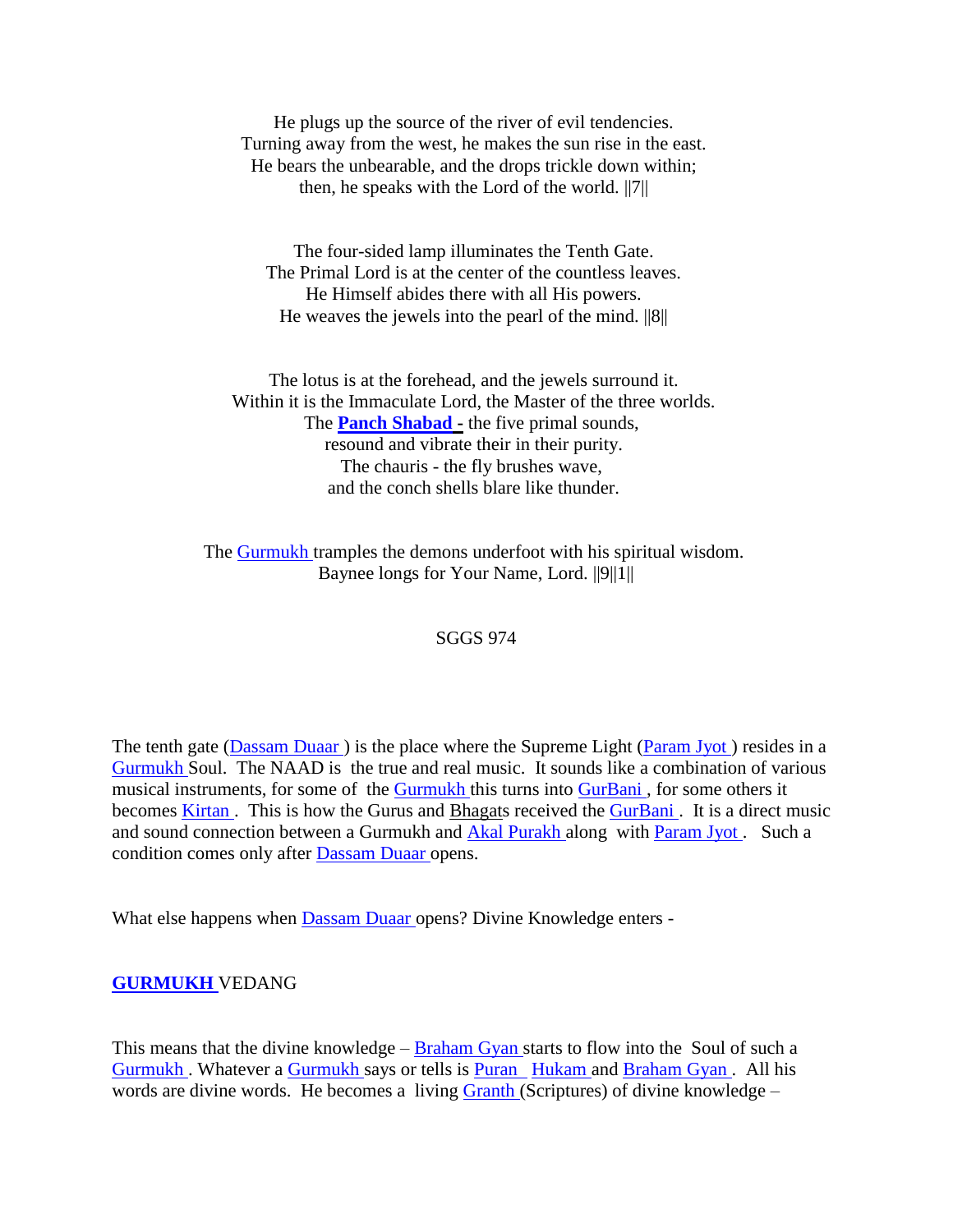He plugs up the source of the river of evil tendencies.
Turning away from the west, he makes the sun rise in the east.
He bears the unbearable, and the drops trickle down within;
then, he speaks with the Lord of the world. ||7||

The four-sided lamp illuminates the Tenth Gate.
The Primal Lord is at the center of the countless leaves.
He Himself abides there with all His powers.
He weaves the jewels into the pearl of the mind. ||8||

The lotus is at the forehead, and the jewels surround it.
Within it is the Immaculate Lord, the Master of the three worlds.
The **Panch Shabad -** the five primal sounds,
resound and vibrate their in their purity.
The chauris - the fly brushes wave,
and the conch shells blare like thunder.

The Gurmukh tramples the demons underfoot with his spiritual wisdom.
Baynee longs for Your Name, Lord. ||9||1||

SGGS 974

The tenth gate (Dassam Duaar ) is the place where the Supreme Light (Param Jyot ) resides in a Gurmukh Soul. The NAAD is the true and real music. It sounds like a combination of various musical instruments, for some of the Gurmukh this turns into GurBani , for some others it becomes Kirtan . This is how the Gurus and Bhagats received the GurBani . It is a direct music and sound connection between a Gurmukh and Akal Purakh along with Param Jyot . Such a condition comes only after Dassam Duaar opens.

What else happens when Dassam Duaar opens? Divine Knowledge enters -

**GURMUKH** VEDANG

This means that the divine knowledge – Braham Gyan starts to flow into the Soul of such a Gurmukh . Whatever a Gurmukh says or tells is Puran Hukam and Braham Gyan . All his words are divine words. He becomes a living Granth (Scriptures) of divine knowledge –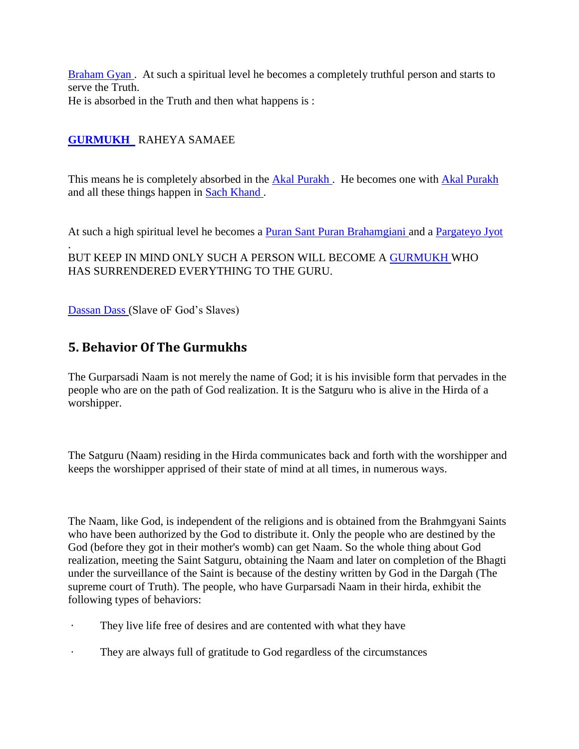Braham Gyan . At such a spiritual level he becomes a completely truthful person and starts to serve the Truth.
He is absorbed in the Truth and then what happens is :

**GURMUKH** RAHEYA SAMAEE

This means he is completely absorbed in the Akal Purakh . He becomes one with Akal Purakh and all these things happen in Sach Khand .

At such a high spiritual level he becomes a Puran Sant Puran Brahamgiani and a Pargateyo Jyot .

BUT KEEP IN MIND ONLY SUCH A PERSON WILL BECOME A GURMUKH WHO HAS SURRENDERED EVERYTHING TO THE GURU.

Dassan Dass (Slave oF God's Slaves)

## 5. Behavior Of The Gurmukhs

The Gurparsadi Naam is not merely the name of God; it is his invisible form that pervades in the people who are on the path of God realization. It is the Satguru who is alive in the Hirda of a worshipper.

The Satguru (Naam) residing in the Hirda communicates back and forth with the worshipper and keeps the worshipper apprised of their state of mind at all times, in numerous ways.

The Naam, like God, is independent of the religions and is obtained from the Brahmgyani Saints who have been authorized by the God to distribute it. Only the people who are destined by the God (before they got in their mother's womb) can get Naam. So the whole thing about God realization, meeting the Saint Satguru, obtaining the Naam and later on completion of the Bhagti under the surveillance of the Saint is because of the destiny written by God in the Dargah (The supreme court of Truth). The people, who have Gurparsadi Naam in their hirda, exhibit the following types of behaviors:

- They live life free of desires and are contented with what they have
- They are always full of gratitude to God regardless of the circumstances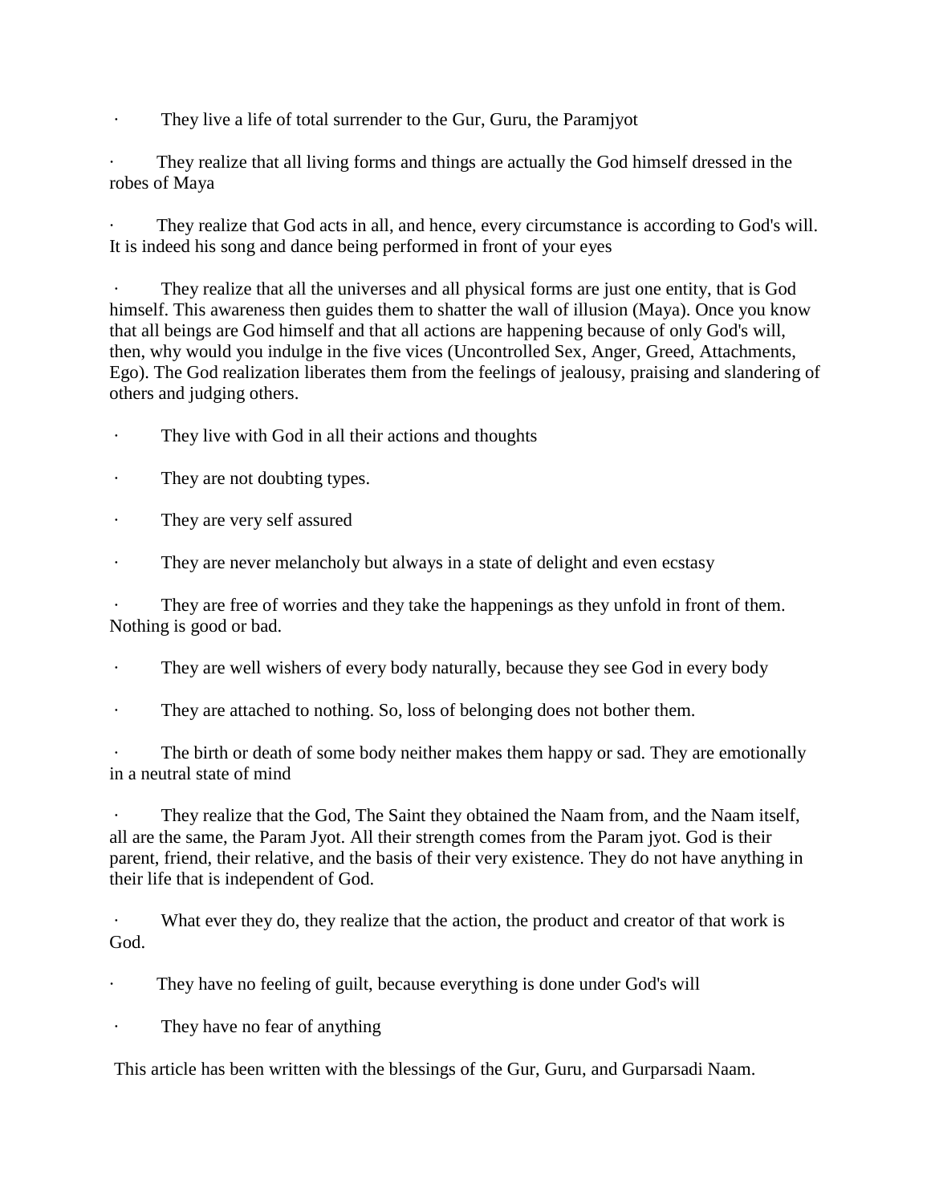- They live a life of total surrender to the Gur, Guru, the Paramjyot
- They realize that all living forms and things are actually the God himself dressed in the robes of Maya
- They realize that God acts in all, and hence, every circumstance is according to God's will. It is indeed his song and dance being performed in front of your eyes
- They realize that all the universes and all physical forms are just one entity, that is God himself. This awareness then guides them to shatter the wall of illusion (Maya). Once you know that all beings are God himself and that all actions are happening because of only God's will, then, why would you indulge in the five vices (Uncontrolled Sex, Anger, Greed, Attachments, Ego). The God realization liberates them from the feelings of jealousy, praising and slandering of others and judging others.
- They live with God in all their actions and thoughts
- They are not doubting types.
- They are very self assured
- They are never melancholy but always in a state of delight and even ecstasy
- They are free of worries and they take the happenings as they unfold in front of them. Nothing is good or bad.
- They are well wishers of every body naturally, because they see God in every body
- They are attached to nothing. So, loss of belonging does not bother them.
- The birth or death of some body neither makes them happy or sad. They are emotionally in a neutral state of mind
- They realize that the God, The Saint they obtained the Naam from, and the Naam itself, all are the same, the Param Jyot. All their strength comes from the Param jyot. God is their parent, friend, their relative, and the basis of their very existence. They do not have anything in their life that is independent of God.
- What ever they do, they realize that the action, the product and creator of that work is God.
- They have no feeling of guilt, because everything is done under God's will
- They have no fear of anything

This article has been written with the blessings of the Gur, Guru, and Gurparsadi Naam.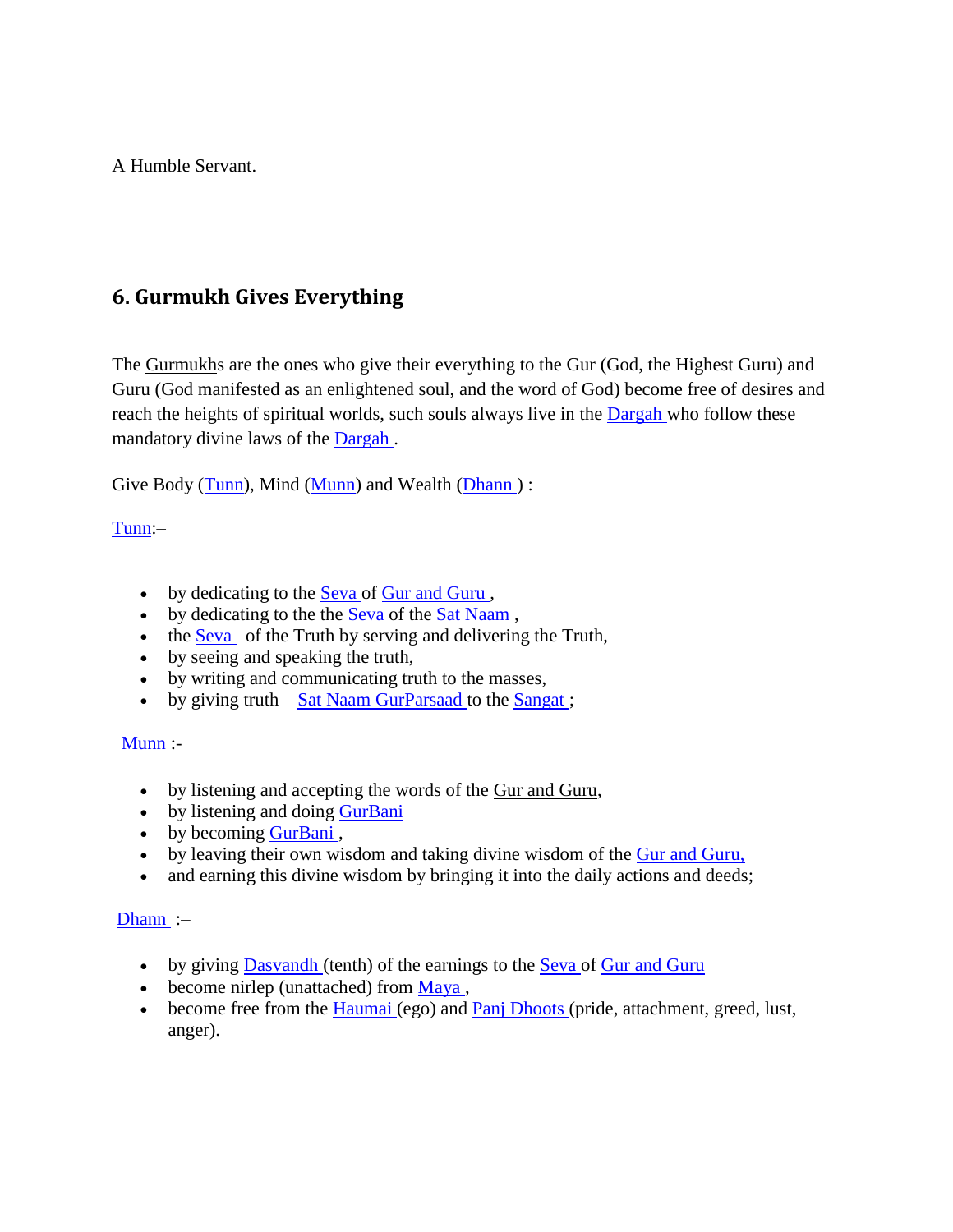A Humble Servant.

## 6. Gurmukh Gives Everything

The Gurmukhs are the ones who give their everything to the Gur (God, the Highest Guru) and Guru (God manifested as an enlightened soul, and the word of God) become free of desires and reach the heights of spiritual worlds, such souls always live in the Dargah who follow these mandatory divine laws of the Dargah .

Give Body (Tunn), Mind (Munn) and Wealth (Dhann ) :

Tunn:–

- by dedicating to the Seva of Gur and Guru ,
- by dedicating to the the Seva of the Sat Naam ,
- the Seva  of the Truth by serving and delivering the Truth,
- by seeing and speaking the truth,
- by writing and communicating truth to the masses,
- by giving truth – Sat Naam GurParsaad to the Sangat ;

Munn :-

- by listening and accepting the words of the Gur and Guru,
- by listening and doing GurBani
- by becoming GurBani ,
- by leaving their own wisdom and taking divine wisdom of the Gur and Guru,
- and earning this divine wisdom by bringing it into the daily actions and deeds;

Dhann :–

- by giving Dasvandh (tenth) of the earnings to the Seva of Gur and Guru
- become nirlep (unattached) from Maya ,
- become free from the Haumai (ego) and Panj Dhoots (pride, attachment, greed, lust, anger).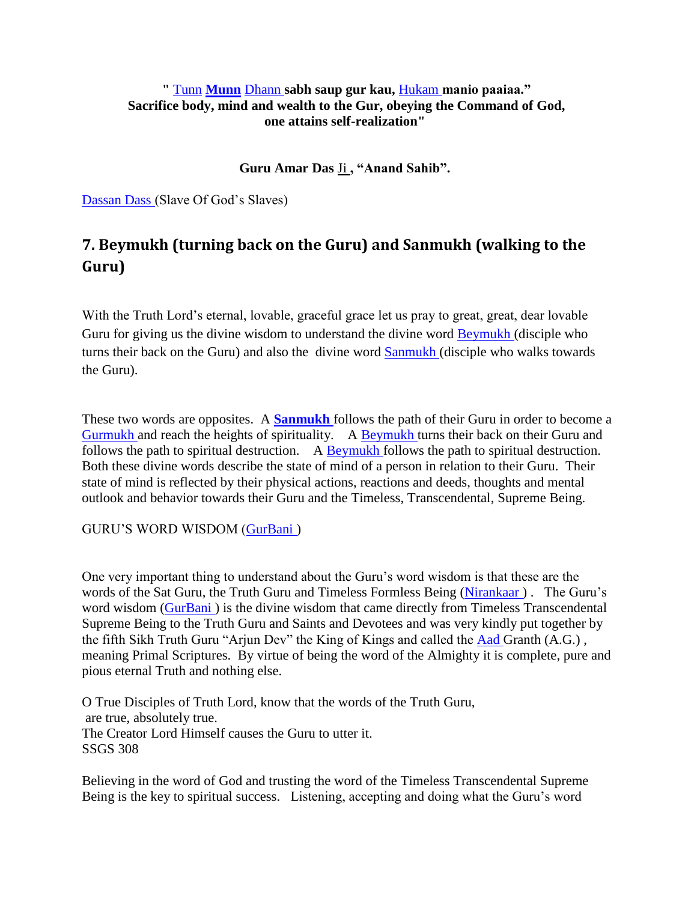**" Tunn Munn Dhann sabh saup gur kau, Hukam manio paaiaa." Sacrifice body, mind and wealth to the Gur, obeying the Command of God, one attains self-realization"**

**Guru Amar Das Ji , "Anand Sahib".**

Dassan Dass (Slave Of God's Slaves)

## 7. Beymukh (turning back on the Guru) and Sanmukh (walking to the Guru)

With the Truth Lord's eternal, lovable, graceful grace let us pray to great, great, dear lovable Guru for giving us the divine wisdom to understand the divine word Beymukh (disciple who turns their back on the Guru) and also the divine word Sanmukh (disciple who walks towards the Guru).

These two words are opposites. A **Sanmukh** follows the path of their Guru in order to become a Gurmukh and reach the heights of spirituality. A Beymukh turns their back on their Guru and follows the path to spiritual destruction. A Beymukh follows the path to spiritual destruction. Both these divine words describe the state of mind of a person in relation to their Guru. Their state of mind is reflected by their physical actions, reactions and deeds, thoughts and mental outlook and behavior towards their Guru and the Timeless, Transcendental, Supreme Being.

GURU'S WORD WISDOM (GurBani )

One very important thing to understand about the Guru's word wisdom is that these are the words of the Sat Guru, the Truth Guru and Timeless Formless Being (Nirankaar ). The Guru's word wisdom (GurBani ) is the divine wisdom that came directly from Timeless Transcendental Supreme Being to the Truth Guru and Saints and Devotees and was very kindly put together by the fifth Sikh Truth Guru "Arjun Dev" the King of Kings and called the Aad Granth (A.G.) , meaning Primal Scriptures. By virtue of being the word of the Almighty it is complete, pure and pious eternal Truth and nothing else.

O True Disciples of Truth Lord, know that the words of the Truth Guru,  
are true, absolutely true.  
The Creator Lord Himself causes the Guru to utter it.  
SSGS 308

Believing in the word of God and trusting the word of the Timeless Transcendental Supreme Being is the key to spiritual success. Listening, accepting and doing what the Guru's word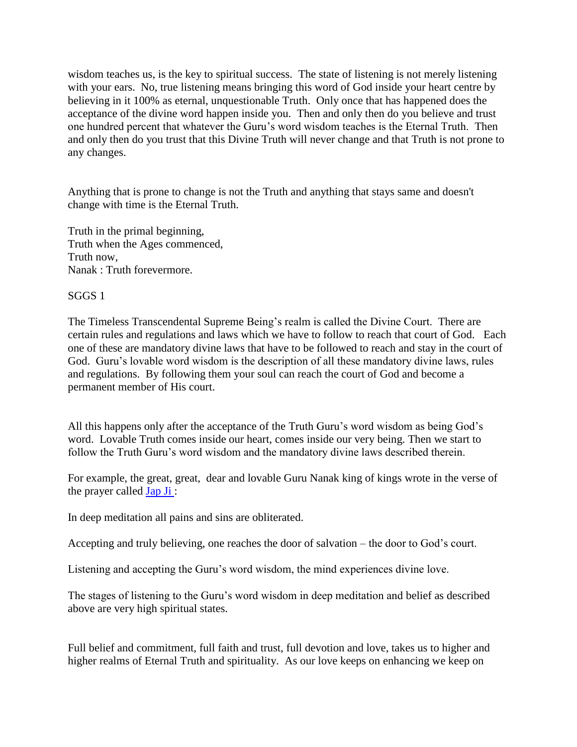wisdom teaches us, is the key to spiritual success. The state of listening is not merely listening with your ears. No, true listening means bringing this word of God inside your heart centre by believing in it 100% as eternal, unquestionable Truth. Only once that has happened does the acceptance of the divine word happen inside you. Then and only then do you believe and trust one hundred percent that whatever the Guru's word wisdom teaches is the Eternal Truth. Then and only then do you trust that this Divine Truth will never change and that Truth is not prone to any changes.

Anything that is prone to change is not the Truth and anything that stays same and doesn't change with time is the Eternal Truth.

Truth in the primal beginning,
Truth when the Ages commenced,
Truth now,
Nanak : Truth forevermore.

SGGS 1

The Timeless Transcendental Supreme Being's realm is called the Divine Court. There are certain rules and regulations and laws which we have to follow to reach that court of God. Each one of these are mandatory divine laws that have to be followed to reach and stay in the court of God. Guru's lovable word wisdom is the description of all these mandatory divine laws, rules and regulations. By following them your soul can reach the court of God and become a permanent member of His court.

All this happens only after the acceptance of the Truth Guru's word wisdom as being God's word. Lovable Truth comes inside our heart, comes inside our very being. Then we start to follow the Truth Guru's word wisdom and the mandatory divine laws described therein.

For example, the great, great, dear and lovable Guru Nanak king of kings wrote in the verse of the prayer called Jap Ji :

In deep meditation all pains and sins are obliterated.

Accepting and truly believing, one reaches the door of salvation – the door to God's court.

Listening and accepting the Guru's word wisdom, the mind experiences divine love.

The stages of listening to the Guru's word wisdom in deep meditation and belief as described above are very high spiritual states.

Full belief and commitment, full faith and trust, full devotion and love, takes us to higher and higher realms of Eternal Truth and spirituality. As our love keeps on enhancing we keep on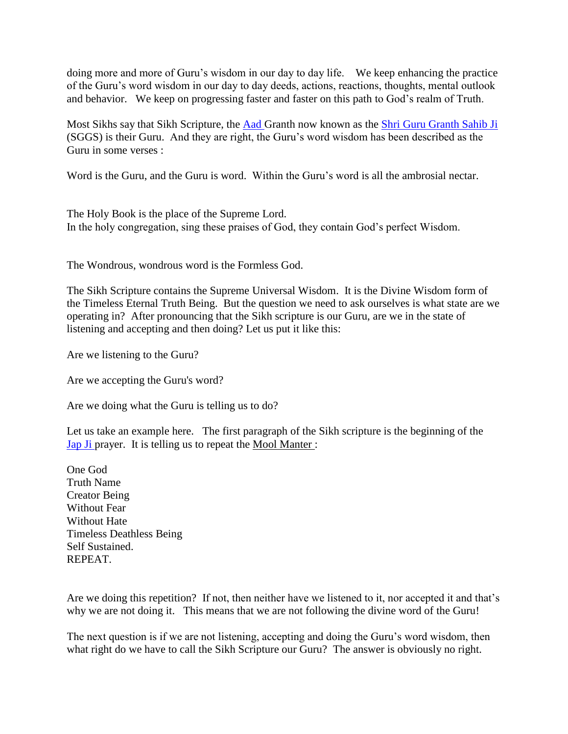doing more and more of Guru's wisdom in our day to day life. We keep enhancing the practice of the Guru's word wisdom in our day to day deeds, actions, reactions, thoughts, mental outlook and behavior. We keep on progressing faster and faster on this path to God's realm of Truth.

Most Sikhs say that Sikh Scripture, the Aad Granth now known as the Shri Guru Granth Sahib Ji (SGGS) is their Guru. And they are right, the Guru's word wisdom has been described as the Guru in some verses :

Word is the Guru, and the Guru is word. Within the Guru's word is all the ambrosial nectar.

The Holy Book is the place of the Supreme Lord.
In the holy congregation, sing these praises of God, they contain God's perfect Wisdom.

The Wondrous, wondrous word is the Formless God.

The Sikh Scripture contains the Supreme Universal Wisdom. It is the Divine Wisdom form of the Timeless Eternal Truth Being. But the question we need to ask ourselves is what state are we operating in? After pronouncing that the Sikh scripture is our Guru, are we in the state of listening and accepting and then doing? Let us put it like this:

Are we listening to the Guru?

Are we accepting the Guru's word?

Are we doing what the Guru is telling us to do?

Let us take an example here. The first paragraph of the Sikh scripture is the beginning of the Jap Ji prayer. It is telling us to repeat the Mool Manter :

One God
Truth Name
Creator Being
Without Fear
Without Hate
Timeless Deathless Being
Self Sustained.
REPEAT.

Are we doing this repetition? If not, then neither have we listened to it, nor accepted it and that's why we are not doing it. This means that we are not following the divine word of the Guru!

The next question is if we are not listening, accepting and doing the Guru's word wisdom, then what right do we have to call the Sikh Scripture our Guru? The answer is obviously no right.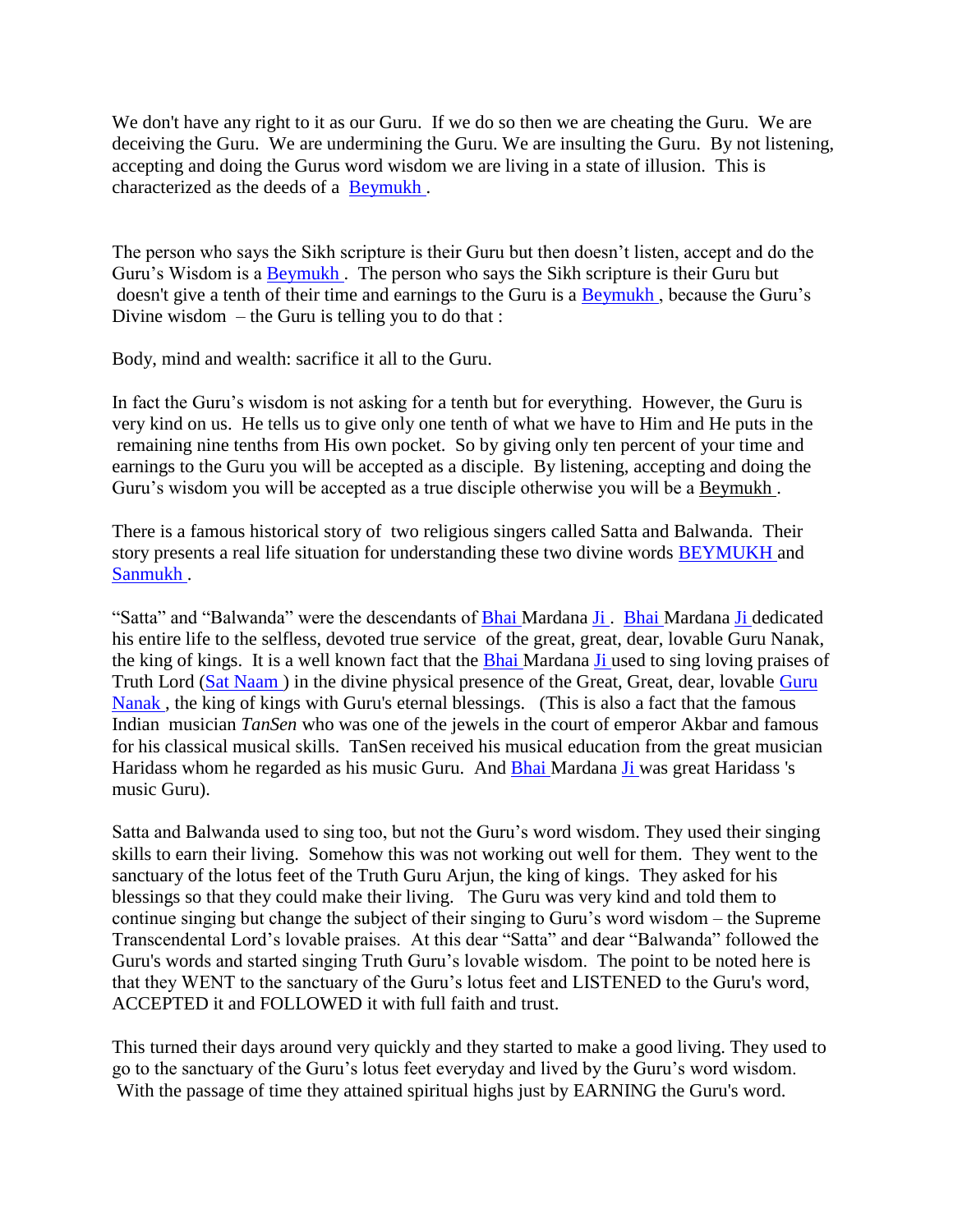We don't have any right to it as our Guru. If we do so then we are cheating the Guru. We are deceiving the Guru. We are undermining the Guru. We are insulting the Guru. By not listening, accepting and doing the Gurus word wisdom we are living in a state of illusion. This is characterized as the deeds of a Beymukh .

The person who says the Sikh scripture is their Guru but then doesn't listen, accept and do the Guru's Wisdom is a Beymukh . The person who says the Sikh scripture is their Guru but doesn't give a tenth of their time and earnings to the Guru is a Beymukh , because the Guru's Divine wisdom – the Guru is telling you to do that :

Body, mind and wealth: sacrifice it all to the Guru.

In fact the Guru's wisdom is not asking for a tenth but for everything. However, the Guru is very kind on us. He tells us to give only one tenth of what we have to Him and He puts in the remaining nine tenths from His own pocket. So by giving only ten percent of your time and earnings to the Guru you will be accepted as a disciple. By listening, accepting and doing the Guru's wisdom you will be accepted as a true disciple otherwise you will be a Beymukh .

There is a famous historical story of two religious singers called Satta and Balwanda. Their story presents a real life situation for understanding these two divine words BEYMUKH and Sanmukh .

"Satta" and "Balwanda" were the descendants of Bhai Mardana Ji . Bhai Mardana Ji dedicated his entire life to the selfless, devoted true service of the great, great, dear, lovable Guru Nanak, the king of kings. It is a well known fact that the Bhai Mardana Ji used to sing loving praises of Truth Lord (Sat Naam ) in the divine physical presence of the Great, Great, dear, lovable Guru Nanak , the king of kings with Guru's eternal blessings. (This is also a fact that the famous Indian musician *TanSen* who was one of the jewels in the court of emperor Akbar and famous for his classical musical skills. TanSen received his musical education from the great musician Haridass whom he regarded as his music Guru. And Bhai Mardana Ji was great Haridass 's music Guru).

Satta and Balwanda used to sing too, but not the Guru's word wisdom. They used their singing skills to earn their living. Somehow this was not working out well for them. They went to the sanctuary of the lotus feet of the Truth Guru Arjun, the king of kings. They asked for his blessings so that they could make their living. The Guru was very kind and told them to continue singing but change the subject of their singing to Guru's word wisdom – the Supreme Transcendental Lord's lovable praises. At this dear "Satta" and dear "Balwanda" followed the Guru's words and started singing Truth Guru's lovable wisdom. The point to be noted here is that they WENT to the sanctuary of the Guru's lotus feet and LISTENED to the Guru's word, ACCEPTED it and FOLLOWED it with full faith and trust.

This turned their days around very quickly and they started to make a good living. They used to go to the sanctuary of the Guru's lotus feet everyday and lived by the Guru's word wisdom. With the passage of time they attained spiritual highs just by EARNING the Guru's word.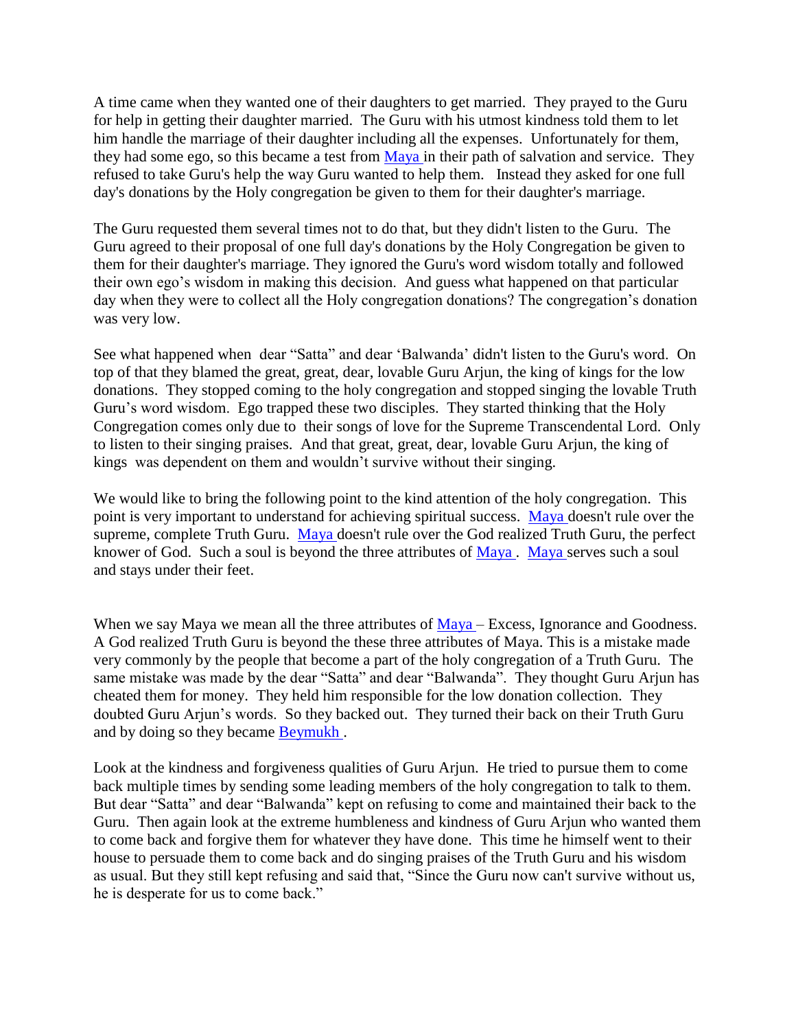A time came when they wanted one of their daughters to get married. They prayed to the Guru for help in getting their daughter married. The Guru with his utmost kindness told them to let him handle the marriage of their daughter including all the expenses. Unfortunately for them, they had some ego, so this became a test from Maya in their path of salvation and service. They refused to take Guru's help the way Guru wanted to help them. Instead they asked for one full day's donations by the Holy congregation be given to them for their daughter's marriage.

The Guru requested them several times not to do that, but they didn't listen to the Guru. The Guru agreed to their proposal of one full day's donations by the Holy Congregation be given to them for their daughter's marriage. They ignored the Guru's word wisdom totally and followed their own ego's wisdom in making this decision. And guess what happened on that particular day when they were to collect all the Holy congregation donations? The congregation's donation was very low.

See what happened when dear "Satta" and dear 'Balwanda' didn't listen to the Guru's word. On top of that they blamed the great, great, dear, lovable Guru Arjun, the king of kings for the low donations. They stopped coming to the holy congregation and stopped singing the lovable Truth Guru's word wisdom. Ego trapped these two disciples. They started thinking that the Holy Congregation comes only due to their songs of love for the Supreme Transcendental Lord. Only to listen to their singing praises. And that great, great, dear, lovable Guru Arjun, the king of kings was dependent on them and wouldn't survive without their singing.

We would like to bring the following point to the kind attention of the holy congregation. This point is very important to understand for achieving spiritual success. Maya doesn't rule over the supreme, complete Truth Guru. Maya doesn't rule over the God realized Truth Guru, the perfect knower of God. Such a soul is beyond the three attributes of Maya . Maya serves such a soul and stays under their feet.

When we say Maya we mean all the three attributes of Maya – Excess, Ignorance and Goodness. A God realized Truth Guru is beyond the these three attributes of Maya. This is a mistake made very commonly by the people that become a part of the holy congregation of a Truth Guru. The same mistake was made by the dear "Satta" and dear "Balwanda". They thought Guru Arjun has cheated them for money. They held him responsible for the low donation collection. They doubted Guru Arjun's words. So they backed out. They turned their back on their Truth Guru and by doing so they became Beymukh .

Look at the kindness and forgiveness qualities of Guru Arjun. He tried to pursue them to come back multiple times by sending some leading members of the holy congregation to talk to them. But dear "Satta" and dear "Balwanda" kept on refusing to come and maintained their back to the Guru. Then again look at the extreme humbleness and kindness of Guru Arjun who wanted them to come back and forgive them for whatever they have done. This time he himself went to their house to persuade them to come back and do singing praises of the Truth Guru and his wisdom as usual. But they still kept refusing and said that, "Since the Guru now can't survive without us, he is desperate for us to come back."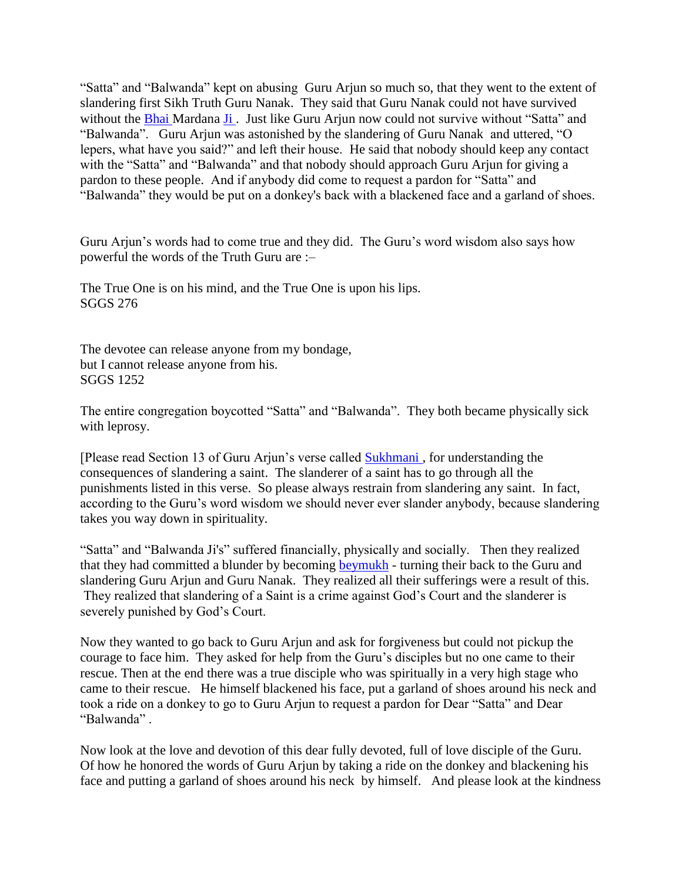"Satta" and "Balwanda" kept on abusing Guru Arjun so much so, that they went to the extent of slandering first Sikh Truth Guru Nanak. They said that Guru Nanak could not have survived without the Bhai Mardana Ji. Just like Guru Arjun now could not survive without "Satta" and "Balwanda". Guru Arjun was astonished by the slandering of Guru Nanak and uttered, "O lepers, what have you said?" and left their house. He said that nobody should keep any contact with the "Satta" and "Balwanda" and that nobody should approach Guru Arjun for giving a pardon to these people. And if anybody did come to request a pardon for "Satta" and "Balwanda" they would be put on a donkey's back with a blackened face and a garland of shoes.

Guru Arjun's words had to come true and they did. The Guru's word wisdom also says how powerful the words of the Truth Guru are :–

The True One is on his mind, and the True One is upon his lips.
SGGS 276

The devotee can release anyone from my bondage,
but I cannot release anyone from his.
SGGS 1252

The entire congregation boycotted "Satta" and "Balwanda". They both became physically sick with leprosy.

[Please read Section 13 of Guru Arjun's verse called Sukhmani , for understanding the consequences of slandering a saint. The slanderer of a saint has to go through all the punishments listed in this verse. So please always restrain from slandering any saint. In fact, according to the Guru's word wisdom we should never ever slander anybody, because slandering takes you way down in spirituality.

"Satta" and "Balwanda Ji's" suffered financially, physically and socially. Then they realized that they had committed a blunder by becoming beymukh - turning their back to the Guru and slandering Guru Arjun and Guru Nanak. They realized all their sufferings were a result of this. They realized that slandering of a Saint is a crime against God's Court and the slanderer is severely punished by God's Court.

Now they wanted to go back to Guru Arjun and ask for forgiveness but could not pickup the courage to face him. They asked for help from the Guru's disciples but no one came to their rescue. Then at the end there was a true disciple who was spiritually in a very high stage who came to their rescue. He himself blackened his face, put a garland of shoes around his neck and took a ride on a donkey to go to Guru Arjun to request a pardon for Dear "Satta" and Dear "Balwanda" .

Now look at the love and devotion of this dear fully devoted, full of love disciple of the Guru. Of how he honored the words of Guru Arjun by taking a ride on the donkey and blackening his face and putting a garland of shoes around his neck by himself. And please look at the kindness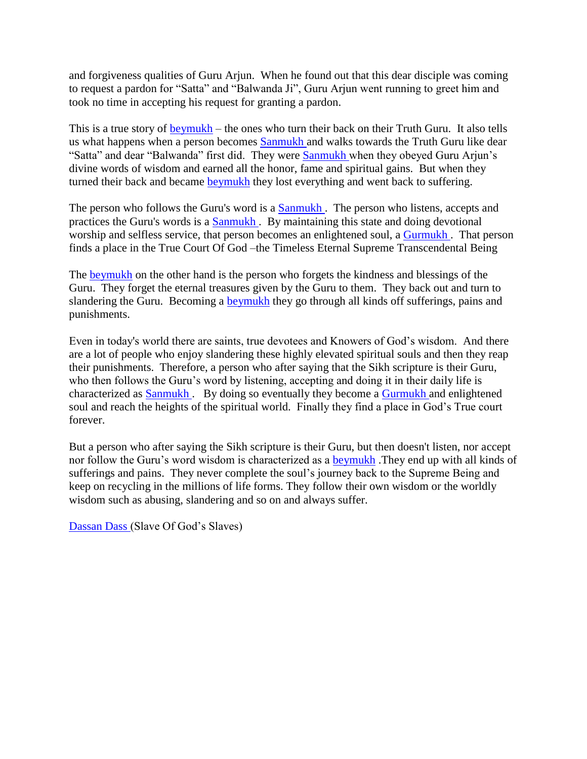and forgiveness qualities of Guru Arjun. When he found out that this dear disciple was coming to request a pardon for "Satta" and "Balwanda Ji", Guru Arjun went running to greet him and took no time in accepting his request for granting a pardon.

This is a true story of beymukh – the ones who turn their back on their Truth Guru. It also tells us what happens when a person becomes Sanmukh and walks towards the Truth Guru like dear "Satta" and dear "Balwanda" first did. They were Sanmukh when they obeyed Guru Arjun's divine words of wisdom and earned all the honor, fame and spiritual gains. But when they turned their back and became beymukh they lost everything and went back to suffering.

The person who follows the Guru's word is a Sanmukh . The person who listens, accepts and practices the Guru's words is a Sanmukh . By maintaining this state and doing devotional worship and selfless service, that person becomes an enlightened soul, a Gurmukh . That person finds a place in the True Court Of God –the Timeless Eternal Supreme Transcendental Being

The beymukh on the other hand is the person who forgets the kindness and blessings of the Guru. They forget the eternal treasures given by the Guru to them. They back out and turn to slandering the Guru. Becoming a beymukh they go through all kinds off sufferings, pains and punishments.

Even in today's world there are saints, true devotees and Knowers of God's wisdom. And there are a lot of people who enjoy slandering these highly elevated spiritual souls and then they reap their punishments. Therefore, a person who after saying that the Sikh scripture is their Guru, who then follows the Guru's word by listening, accepting and doing it in their daily life is characterized as Sanmukh . By doing so eventually they become a Gurmukh and enlightened soul and reach the heights of the spiritual world. Finally they find a place in God's True court forever.

But a person who after saying the Sikh scripture is their Guru, but then doesn't listen, nor accept nor follow the Guru's word wisdom is characterized as a beymukh .They end up with all kinds of sufferings and pains. They never complete the soul's journey back to the Supreme Being and keep on recycling in the millions of life forms. They follow their own wisdom or the worldly wisdom such as abusing, slandering and so on and always suffer.

Dassan Dass (Slave Of God's Slaves)